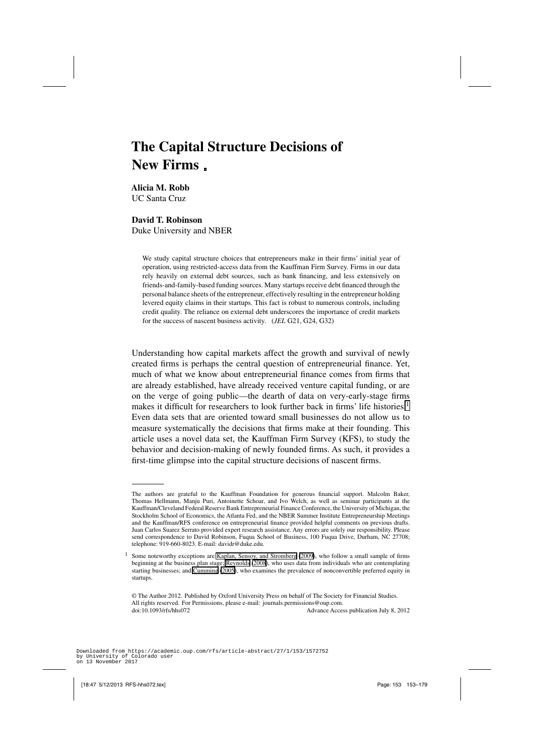# The Capital Structure Decisions of New Firms

**Alicia M. Robb**
UC Santa Cruz

**David T. Robinson**
Duke University and NBER

We study capital structure choices that entrepreneurs make in their firms' initial year of operation, using restricted-access data from the Kauffman Firm Survey. Firms in our data rely heavily on external debt sources, such as bank financing, and less extensively on friends-and-family-based funding sources. Many startups receive debt financed through the personal balance sheets of the entrepreneur, effectively resulting in the entrepreneur holding levered equity claims in their startups. This fact is robust to numerous controls, including credit quality. The reliance on external debt underscores the importance of credit markets for the success of nascent business activity. (*JEL* G21, G24, G32)

Understanding how capital markets affect the growth and survival of newly created firms is perhaps the central question of entrepreneurial finance. Yet, much of what we know about entrepreneurial finance comes from firms that are already established, have already received venture capital funding, or are on the verge of going public—the dearth of data on very-early-stage firms makes it difficult for researchers to look further back in firms' life histories.[1] Even data sets that are oriented toward small businesses do not allow us to measure systematically the decisions that firms make at their founding. This article uses a novel data set, the Kauffman Firm Survey (KFS), to study the behavior and decision-making of newly founded firms. As such, it provides a first-time glimpse into the capital structure decisions of nascent firms.

---

The authors are grateful to the Kauffman Foundation for generous financial support. Malcolm Baker, Thomas Hellmann, Manju Puri, Antoinette Schoar, and Ivo Welch, as well as seminar participants at the Kauffman/Cleveland Federal Reserve Bank Entrepreneurial Finance Conference, the University of Michigan, the Stockholm School of Economics, the Atlanta Fed, and the NBER Summer Institute Entrepreneurship Meetings and the Kauffman/RFS conference on entrepreneurial finance provided helpful comments on previous drafts. Juan Carlos Suarez Serrato provided expert research assistance. Any errors are solely our responsibility. Please send correspondence to David Robinson, Fuqua School of Business, 100 Fuqua Drive, Durham, NC 27708; telephone: 919-660-8023. E-mail: davidr@duke.edu.

[1] Some noteworthy exceptions are Kaplan, Sensoy, and Stromberg (2009), who follow a small sample of firms beginning at the business plan stage; Reynolds (2008), who uses data from individuals who are contemplating starting businesses; and Cumming (2005), who examines the prevalence of nonconvertible preferred equity in startups.

© The Author 2012. Published by Oxford University Press on behalf of The Society for Financial Studies. All rights reserved. For Permissions, please e-mail: journals.permissions@oup.com.
doi:10.1093/rfs/hhs072 Advance Access publication July 8, 2012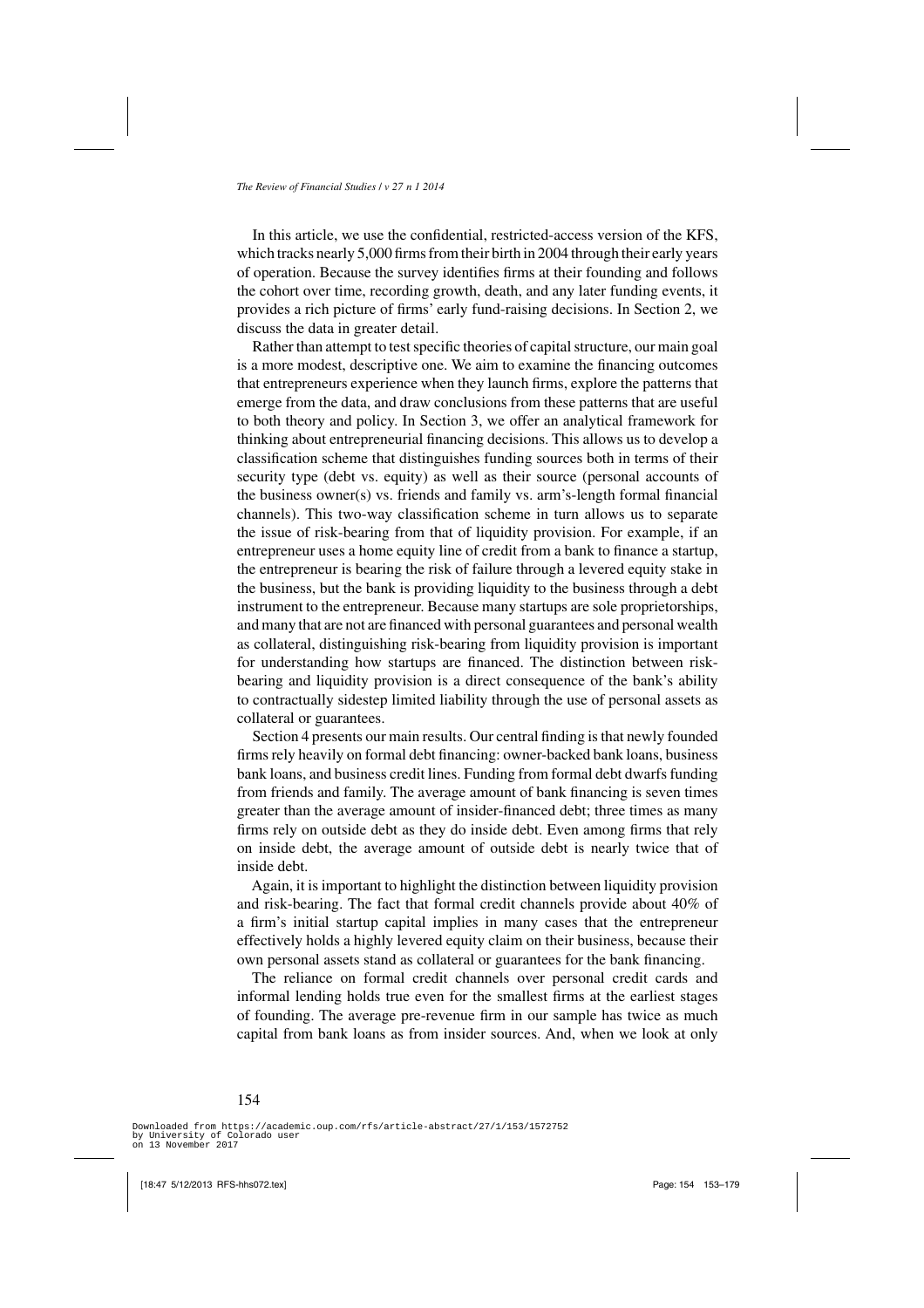In this article, we use the confidential, restricted-access version of the KFS, which tracks nearly 5,000 firms from their birth in 2004 through their early years of operation. Because the survey identifies firms at their founding and follows the cohort over time, recording growth, death, and any later funding events, it provides a rich picture of firms' early fund-raising decisions. In Section 2, we discuss the data in greater detail.

Rather than attempt to test specific theories of capital structure, our main goal is a more modest, descriptive one. We aim to examine the financing outcomes that entrepreneurs experience when they launch firms, explore the patterns that emerge from the data, and draw conclusions from these patterns that are useful to both theory and policy. In Section 3, we offer an analytical framework for thinking about entrepreneurial financing decisions. This allows us to develop a classification scheme that distinguishes funding sources both in terms of their security type (debt vs. equity) as well as their source (personal accounts of the business owner(s) vs. friends and family vs. arm's-length formal financial channels). This two-way classification scheme in turn allows us to separate the issue of risk-bearing from that of liquidity provision. For example, if an entrepreneur uses a home equity line of credit from a bank to finance a startup, the entrepreneur is bearing the risk of failure through a levered equity stake in the business, but the bank is providing liquidity to the business through a debt instrument to the entrepreneur. Because many startups are sole proprietorships, and many that are not are financed with personal guarantees and personal wealth as collateral, distinguishing risk-bearing from liquidity provision is important for understanding how startups are financed. The distinction between risk-bearing and liquidity provision is a direct consequence of the bank's ability to contractually sidestep limited liability through the use of personal assets as collateral or guarantees.

Section 4 presents our main results. Our central finding is that newly founded firms rely heavily on formal debt financing: owner-backed bank loans, business bank loans, and business credit lines. Funding from formal debt dwarfs funding from friends and family. The average amount of bank financing is seven times greater than the average amount of insider-financed debt; three times as many firms rely on outside debt as they do inside debt. Even among firms that rely on inside debt, the average amount of outside debt is nearly twice that of inside debt.

Again, it is important to highlight the distinction between liquidity provision and risk-bearing. The fact that formal credit channels provide about 40% of a firm's initial startup capital implies in many cases that the entrepreneur effectively holds a highly levered equity claim on their business, because their own personal assets stand as collateral or guarantees for the bank financing.

The reliance on formal credit channels over personal credit cards and informal lending holds true even for the smallest firms at the earliest stages of founding. The average pre-revenue firm in our sample has twice as much capital from bank loans as from insider sources. And, when we look at only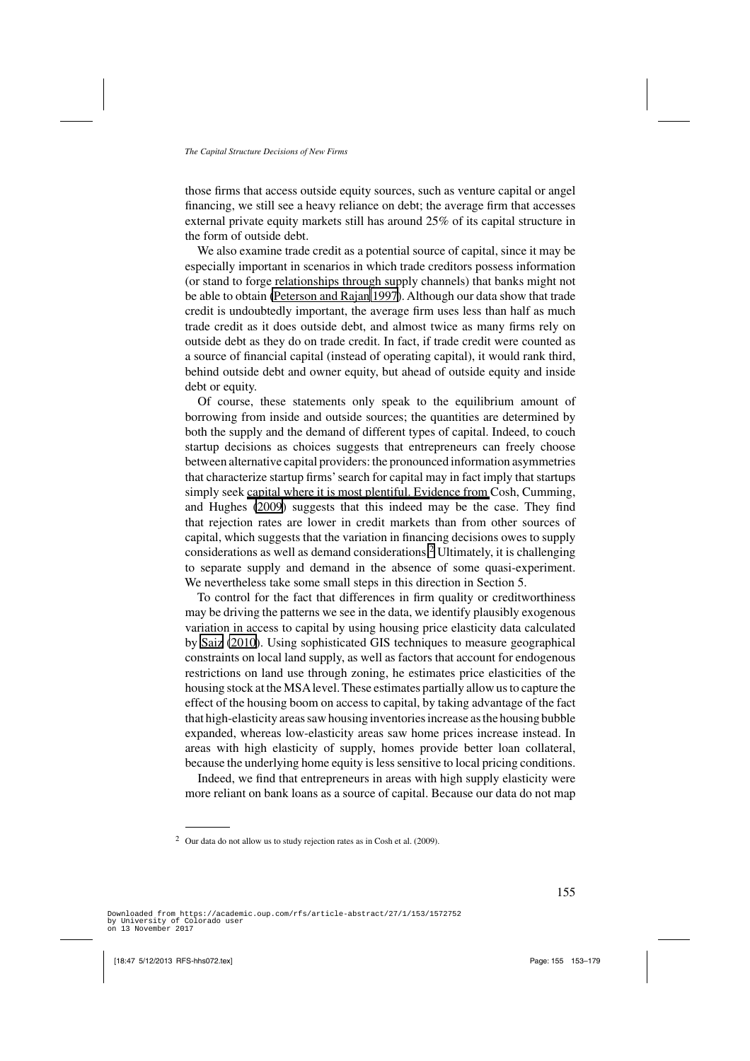those firms that access outside equity sources, such as venture capital or angel financing, we still see a heavy reliance on debt; the average firm that accesses external private equity markets still has around 25% of its capital structure in the form of outside debt.

We also examine trade credit as a potential source of capital, since it may be especially important in scenarios in which trade creditors possess information (or stand to forge relationships through supply channels) that banks might not be able to obtain (Peterson and Rajan 1997). Although our data show that trade credit is undoubtedly important, the average firm uses less than half as much trade credit as it does outside debt, and almost twice as many firms rely on outside debt as they do on trade credit. In fact, if trade credit were counted as a source of financial capital (instead of operating capital), it would rank third, behind outside debt and owner equity, but ahead of outside equity and inside debt or equity.

Of course, these statements only speak to the equilibrium amount of borrowing from inside and outside sources; the quantities are determined by both the supply and the demand of different types of capital. Indeed, to couch startup decisions as choices suggests that entrepreneurs can freely choose between alternative capital providers: the pronounced information asymmetries that characterize startup firms' search for capital may in fact imply that startups simply seek capital where it is most plentiful. Evidence from Cosh, Cumming, and Hughes (2009) suggests that this indeed may be the case. They find that rejection rates are lower in credit markets than from other sources of capital, which suggests that the variation in financing decisions owes to supply considerations as well as demand considerations.[2] Ultimately, it is challenging to separate supply and demand in the absence of some quasi-experiment. We nevertheless take some small steps in this direction in Section 5.

To control for the fact that differences in firm quality or creditworthiness may be driving the patterns we see in the data, we identify plausibly exogenous variation in access to capital by using housing price elasticity data calculated by Saiz (2010). Using sophisticated GIS techniques to measure geographical constraints on local land supply, as well as factors that account for endogenous restrictions on land use through zoning, he estimates price elasticities of the housing stock at the MSA level. These estimates partially allow us to capture the effect of the housing boom on access to capital, by taking advantage of the fact that high-elasticity areas saw housing inventories increase as the housing bubble expanded, whereas low-elasticity areas saw home prices increase instead. In areas with high elasticity of supply, homes provide better loan collateral, because the underlying home equity is less sensitive to local pricing conditions.

Indeed, we find that entrepreneurs in areas with high supply elasticity were more reliant on bank loans as a source of capital. Because our data do not map

[2] Our data do not allow us to study rejection rates as in Cosh et al. (2009).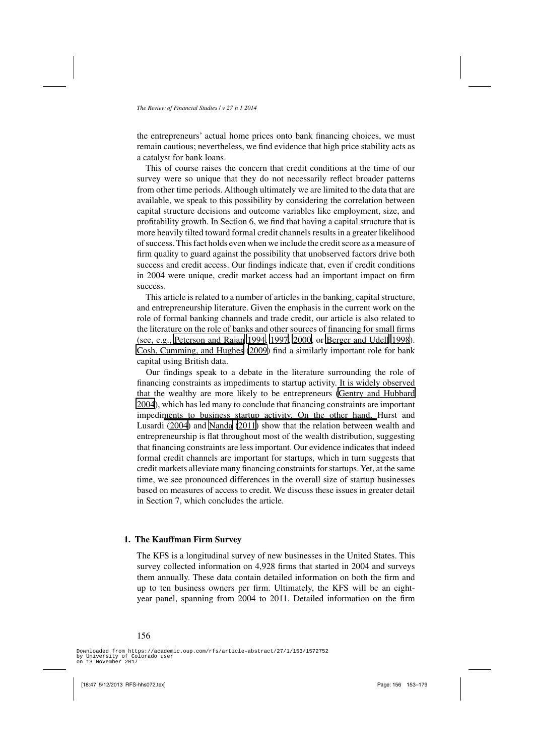the entrepreneurs' actual home prices onto bank financing choices, we must remain cautious; nevertheless, we find evidence that high price stability acts as a catalyst for bank loans.

This of course raises the concern that credit conditions at the time of our survey were so unique that they do not necessarily reflect broader patterns from other time periods. Although ultimately we are limited to the data that are available, we speak to this possibility by considering the correlation between capital structure decisions and outcome variables like employment, size, and profitability growth. In Section 6, we find that having a capital structure that is more heavily tilted toward formal credit channels results in a greater likelihood of success. This fact holds even when we include the credit score as a measure of firm quality to guard against the possibility that unobserved factors drive both success and credit access. Our findings indicate that, even if credit conditions in 2004 were unique, credit market access had an important impact on firm success.

This article is related to a number of articles in the banking, capital structure, and entrepreneurship literature. Given the emphasis in the current work on the role of formal banking channels and trade credit, our article is also related to the literature on the role of banks and other sources of financing for small firms (see, e.g., Peterson and Rajan 1994, 1997, 2000, or Berger and Udell 1998). Cosh, Cumming, and Hughes (2009) find a similarly important role for bank capital using British data.

Our findings speak to a debate in the literature surrounding the role of financing constraints as impediments to startup activity. It is widely observed that the wealthy are more likely to be entrepreneurs (Gentry and Hubbard 2004), which has led many to conclude that financing constraints are important impediments to business startup activity. On the other hand, Hurst and Lusardi (2004) and Nanda (2011) show that the relation between wealth and entrepreneurship is flat throughout most of the wealth distribution, suggesting that financing constraints are less important. Our evidence indicates that indeed formal credit channels are important for startups, which in turn suggests that credit markets alleviate many financing constraints for startups. Yet, at the same time, we see pronounced differences in the overall size of startup businesses based on measures of access to credit. We discuss these issues in greater detail in Section 7, which concludes the article.

## 1. The Kauffman Firm Survey

The KFS is a longitudinal survey of new businesses in the United States. This survey collected information on 4,928 firms that started in 2004 and surveys them annually. These data contain detailed information on both the firm and up to ten business owners per firm. Ultimately, the KFS will be an eight-year panel, spanning from 2004 to 2011. Detailed information on the firm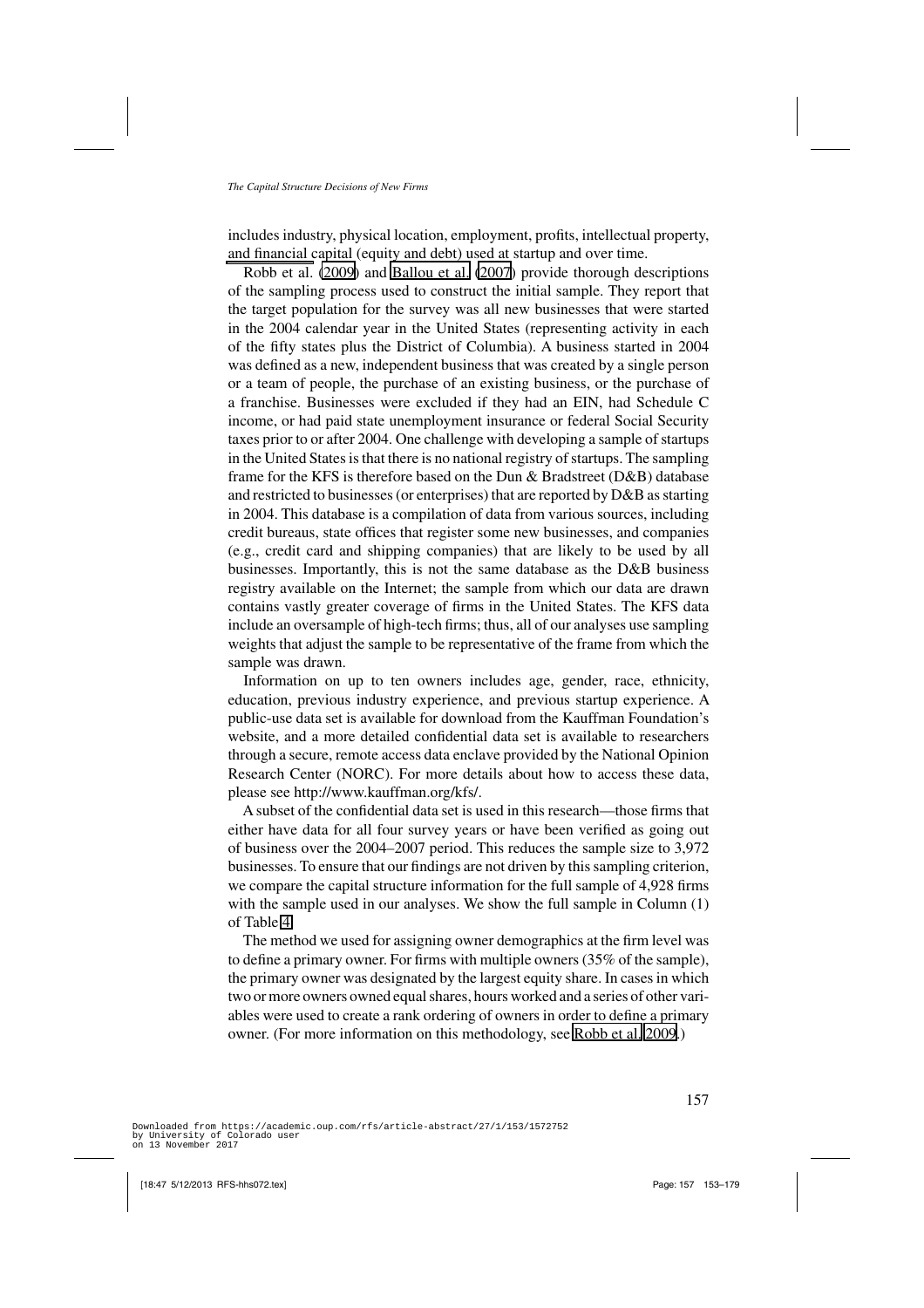includes industry, physical location, employment, profits, intellectual property, and financial capital (equity and debt) used at startup and over time.

Robb et al. (2009) and Ballou et al. (2007) provide thorough descriptions of the sampling process used to construct the initial sample. They report that the target population for the survey was all new businesses that were started in the 2004 calendar year in the United States (representing activity in each of the fifty states plus the District of Columbia). A business started in 2004 was defined as a new, independent business that was created by a single person or a team of people, the purchase of an existing business, or the purchase of a franchise. Businesses were excluded if they had an EIN, had Schedule C income, or had paid state unemployment insurance or federal Social Security taxes prior to or after 2004. One challenge with developing a sample of startups in the United States is that there is no national registry of startups. The sampling frame for the KFS is therefore based on the Dun & Bradstreet (D&B) database and restricted to businesses (or enterprises) that are reported by D&B as starting in 2004. This database is a compilation of data from various sources, including credit bureaus, state offices that register some new businesses, and companies (e.g., credit card and shipping companies) that are likely to be used by all businesses. Importantly, this is not the same database as the D&B business registry available on the Internet; the sample from which our data are drawn contains vastly greater coverage of firms in the United States. The KFS data include an oversample of high-tech firms; thus, all of our analyses use sampling weights that adjust the sample to be representative of the frame from which the sample was drawn.

Information on up to ten owners includes age, gender, race, ethnicity, education, previous industry experience, and previous startup experience. A public-use data set is available for download from the Kauffman Foundation's website, and a more detailed confidential data set is available to researchers through a secure, remote access data enclave provided by the National Opinion Research Center (NORC). For more details about how to access these data, please see http://www.kauffman.org/kfs/.

A subset of the confidential data set is used in this research—those firms that either have data for all four survey years or have been verified as going out of business over the 2004–2007 period. This reduces the sample size to 3,972 businesses. To ensure that our findings are not driven by this sampling criterion, we compare the capital structure information for the full sample of 4,928 firms with the sample used in our analyses. We show the full sample in Column (1) of Table 4.

The method we used for assigning owner demographics at the firm level was to define a primary owner. For firms with multiple owners (35% of the sample), the primary owner was designated by the largest equity share. In cases in which two or more owners owned equal shares, hours worked and a series of other variables were used to create a rank ordering of owners in order to define a primary owner. (For more information on this methodology, see Robb et al. 2009.)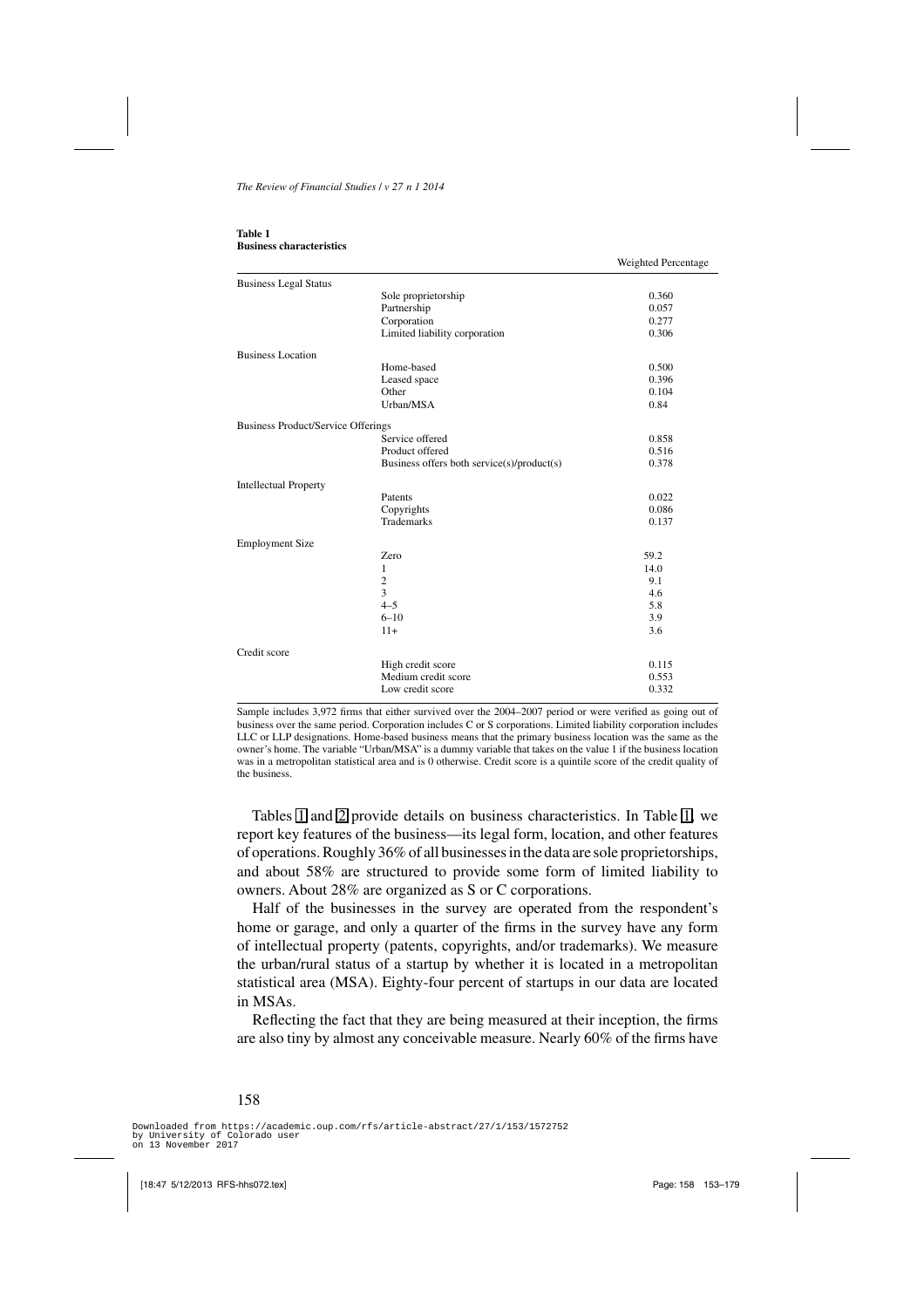**Table 1**
**Business characteristics**

| | | Weighted Percentage |
|---|---|---|
| Business Legal Status | | |
| | Sole proprietorship | 0.360 |
| | Partnership | 0.057 |
| | Corporation | 0.277 |
| | Limited liability corporation | 0.306 |
| Business Location | | |
| | Home-based | 0.500 |
| | Leased space | 0.396 |
| | Other | 0.104 |
| | Urban/MSA | 0.84 |
| Business Product/Service Offerings | | |
| | Service offered | 0.858 |
| | Product offered | 0.516 |
| | Business offers both service(s)/product(s) | 0.378 |
| Intellectual Property | | |
| | Patents | 0.022 |
| | Copyrights | 0.086 |
| | Trademarks | 0.137 |
| Employment Size | | |
| | Zero | 59.2 |
| | 1 | 14.0 |
| | 2 | 9.1 |
| | 3 | 4.6 |
| | 4–5 | 5.8 |
| | 6–10 | 3.9 |
| | 11+ | 3.6 |
| Credit score | | |
| | High credit score | 0.115 |
| | Medium credit score | 0.553 |
| | Low credit score | 0.332 |

Sample includes 3,972 firms that either survived over the 2004–2007 period or were verified as going out of business over the same period. Corporation includes C or S corporations. Limited liability corporation includes LLC or LLP designations. Home-based business means that the primary business location was the same as the owner's home. The variable "Urban/MSA" is a dummy variable that takes on the value 1 if the business location was in a metropolitan statistical area and is 0 otherwise. Credit score is a quintile score of the credit quality of the business.

Tables 1 and 2 provide details on business characteristics. In Table 1, we report key features of the business—its legal form, location, and other features of operations. Roughly 36% of all businesses in the data are sole proprietorships, and about 58% are structured to provide some form of limited liability to owners. About 28% are organized as S or C corporations.

Half of the businesses in the survey are operated from the respondent's home or garage, and only a quarter of the firms in the survey have any form of intellectual property (patents, copyrights, and/or trademarks). We measure the urban/rural status of a startup by whether it is located in a metropolitan statistical area (MSA). Eighty-four percent of startups in our data are located in MSAs.

Reflecting the fact that they are being measured at their inception, the firms are also tiny by almost any conceivable measure. Nearly 60% of the firms have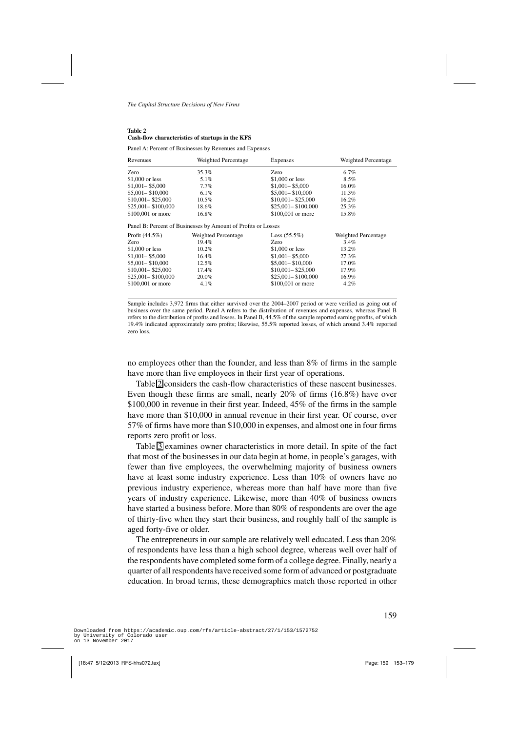**Table 2**
**Cash-flow characteristics of startups in the KFS**

Panel A: Percent of Businesses by Revenues and Expenses

| Revenues | Weighted Percentage | Expenses | Weighted Percentage |
|---|---|---|---|
| Zero | 35.3% | Zero | 6.7% |
| $1,000 or less | 5.1% | $1,000 or less | 8.5% |
| $1,001– $5,000 | 7.7% | $1,001– $5,000 | 16.0% |
| $5,001– $10,000 | 6.1% | $5,001– $10,000 | 11.3% |
| $10,001– $25,000 | 10.5% | $10,001– $25,000 | 16.2% |
| $25,001– $100,000 | 18.6% | $25,001– $100,000 | 25.3% |
| $100,001 or more | 16.8% | $100,001 or more | 15.8% |

Panel B: Percent of Businesses by Amount of Profits or Losses

| Profit (44.5%) | Weighted Percentage | Loss (55.5%) | Weighted Percentage |
|---|---|---|---|
| Zero | 19.4% | Zero | 3.4% |
| $1,000 or less | 10.2% | $1,000 or less | 13.2% |
| $1,001– $5,000 | 16.4% | $1,001– $5,000 | 27.3% |
| $5,001– $10,000 | 12.5% | $5,001– $10,000 | 17.0% |
| $10,001– $25,000 | 17.4% | $10,001– $25,000 | 17.9% |
| $25,001– $100,000 | 20.0% | $25,001– $100,000 | 16.9% |
| $100,001 or more | 4.1% | $100,001 or more | 4.2% |

Sample includes 3,972 firms that either survived over the 2004–2007 period or were verified as going out of business over the same period. Panel A refers to the distribution of revenues and expenses, whereas Panel B refers to the distribution of profits and losses. In Panel B, 44.5% of the sample reported earning profits, of which 19.4% indicated approximately zero profits; likewise, 55.5% reported losses, of which around 3.4% reported zero loss.

no employees other than the founder, and less than 8% of firms in the sample have more than five employees in their first year of operations.

Table 2 considers the cash-flow characteristics of these nascent businesses. Even though these firms are small, nearly 20% of firms (16.8%) have over $100,000 in revenue in their first year. Indeed, 45% of the firms in the sample have more than $10,000 in annual revenue in their first year. Of course, over 57% of firms have more than $10,000 in expenses, and almost one in four firms reports zero profit or loss.

Table 3 examines owner characteristics in more detail. In spite of the fact that most of the businesses in our data begin at home, in people's garages, with fewer than five employees, the overwhelming majority of business owners have at least some industry experience. Less than 10% of owners have no previous industry experience, whereas more than half have more than five years of industry experience. Likewise, more than 40% of business owners have started a business before. More than 80% of respondents are over the age of thirty-five when they start their business, and roughly half of the sample is aged forty-five or older.

The entrepreneurs in our sample are relatively well educated. Less than 20% of respondents have less than a high school degree, whereas well over half of the respondents have completed some form of a college degree. Finally, nearly a quarter of all respondents have received some form of advanced or postgraduate education. In broad terms, these demographics match those reported in other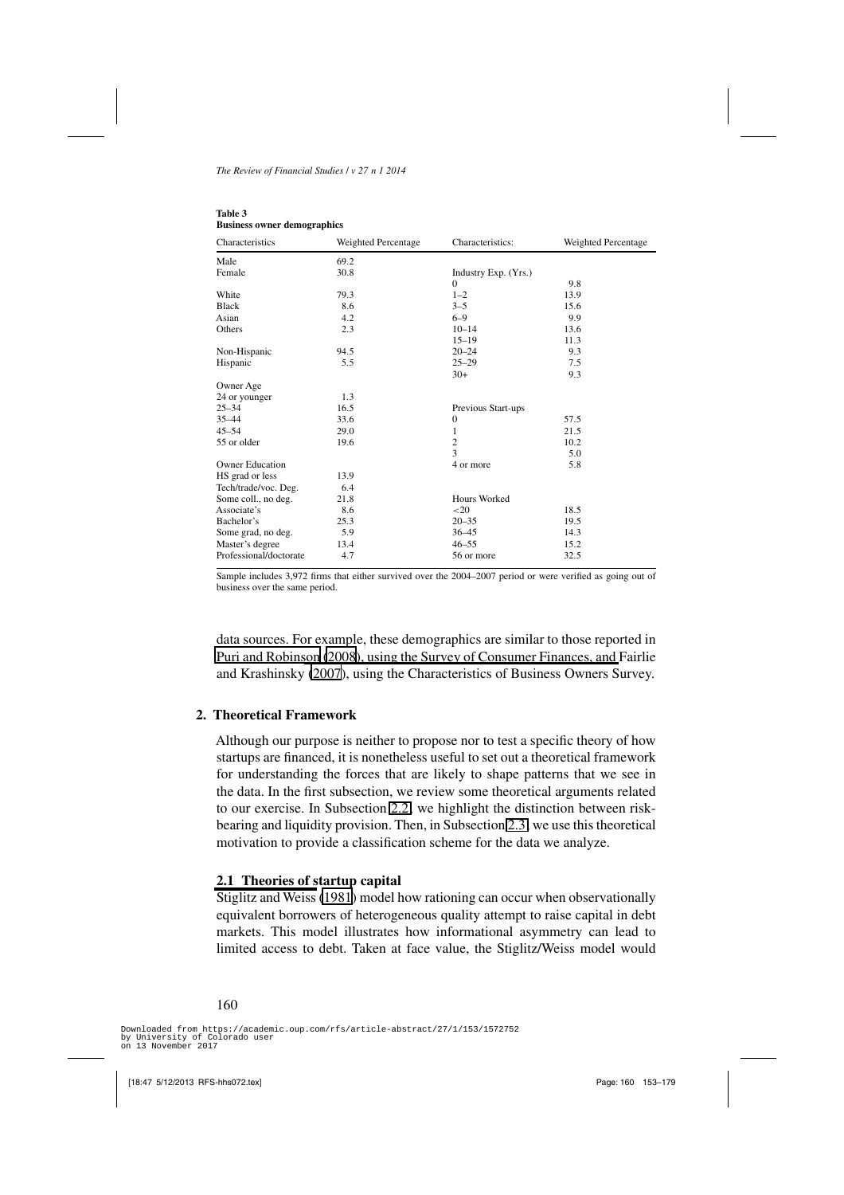**Table 3**
**Business owner demographics**

| Characteristics | Weighted Percentage | Characteristics: | Weighted Percentage |
|---|---|---|---|
| Male | 69.2 | | |
| Female | 30.8 | Industry Exp. (Yrs.) | |
| | | 0 | 9.8 |
| White | 79.3 | 1–2 | 13.9 |
| Black | 8.6 | 3–5 | 15.6 |
| Asian | 4.2 | 6–9 | 9.9 |
| Others | 2.3 | 10–14 | 13.6 |
| | | 15–19 | 11.3 |
| Non-Hispanic | 94.5 | 20–24 | 9.3 |
| Hispanic | 5.5 | 25–29 | 7.5 |
| | | 30+ | 9.3 |
| Owner Age | | | |
| 24 or younger | 1.3 | | |
| 25–34 | 16.5 | Previous Start-ups | |
| 35–44 | 33.6 | 0 | 57.5 |
| 45–54 | 29.0 | 1 | 21.5 |
| 55 or older | 19.6 | 2 | 10.2 |
| | | 3 | 5.0 |
| Owner Education | | 4 or more | 5.8 |
| HS grad or less | 13.9 | | |
| Tech/trade/voc. Deg. | 6.4 | | |
| Some coll., no deg. | 21.8 | Hours Worked | |
| Associate's | 8.6 | <20 | 18.5 |
| Bachelor's | 25.3 | 20–35 | 19.5 |
| Some grad, no deg. | 5.9 | 36–45 | 14.3 |
| Master's degree | 13.4 | 46–55 | 15.2 |
| Professional/doctorate | 4.7 | 56 or more | 32.5 |

Sample includes 3,972 firms that either survived over the 2004–2007 period or were verified as going out of business over the same period.

data sources. For example, these demographics are similar to those reported in Puri and Robinson (2008), using the Survey of Consumer Finances, and Fairlie and Krashinsky (2007), using the Characteristics of Business Owners Survey.

## 2. Theoretical Framework

Although our purpose is neither to propose nor to test a specific theory of how startups are financed, it is nonetheless useful to set out a theoretical framework for understanding the forces that are likely to shape patterns that we see in the data. In the first subsection, we review some theoretical arguments related to our exercise. In Subsection 2.2, we highlight the distinction between risk-bearing and liquidity provision. Then, in Subsection 2.3, we use this theoretical motivation to provide a classification scheme for the data we analyze.

### 2.1 Theories of startup capital

Stiglitz and Weiss (1981) model how rationing can occur when observationally equivalent borrowers of heterogeneous quality attempt to raise capital in debt markets. This model illustrates how informational asymmetry can lead to limited access to debt. Taken at face value, the Stiglitz/Weiss model would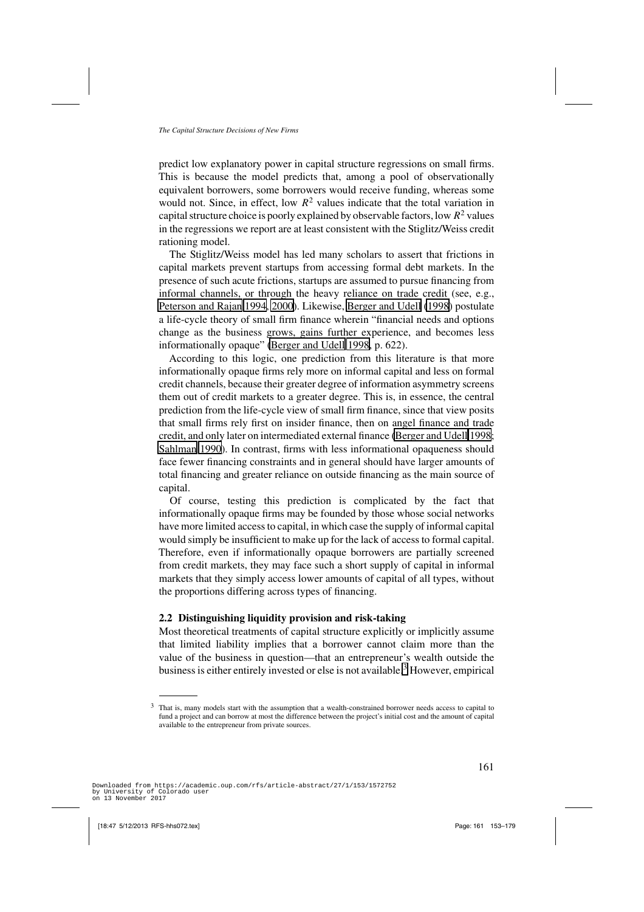predict low explanatory power in capital structure regressions on small firms. This is because the model predicts that, among a pool of observationally equivalent borrowers, some borrowers would receive funding, whereas some would not. Since, in effect, low $R^2$ values indicate that the total variation in capital structure choice is poorly explained by observable factors, low $R^2$ values in the regressions we report are at least consistent with the Stiglitz/Weiss credit rationing model.

The Stiglitz/Weiss model has led many scholars to assert that frictions in capital markets prevent startups from accessing formal debt markets. In the presence of such acute frictions, startups are assumed to pursue financing from informal channels, or through the heavy reliance on trade credit (see, e.g., Peterson and Rajan 1994, 2000). Likewise, Berger and Udell (1998) postulate a life-cycle theory of small firm finance wherein "financial needs and options change as the business grows, gains further experience, and becomes less informationally opaque" (Berger and Udell 1998, p. 622).

According to this logic, one prediction from this literature is that more informationally opaque firms rely more on informal capital and less on formal credit channels, because their greater degree of information asymmetry screens them out of credit markets to a greater degree. This is, in essence, the central prediction from the life-cycle view of small firm finance, since that view posits that small firms rely first on insider finance, then on angel finance and trade credit, and only later on intermediated external finance (Berger and Udell 1998; Sahlman 1990). In contrast, firms with less informational opaqueness should face fewer financing constraints and in general should have larger amounts of total financing and greater reliance on outside financing as the main source of capital.

Of course, testing this prediction is complicated by the fact that informationally opaque firms may be founded by those whose social networks have more limited access to capital, in which case the supply of informal capital would simply be insufficient to make up for the lack of access to formal capital. Therefore, even if informationally opaque borrowers are partially screened from credit markets, they may face such a short supply of capital in informal markets that they simply access lower amounts of capital of all types, without the proportions differing across types of financing.

### 2.2 Distinguishing liquidity provision and risk-taking

Most theoretical treatments of capital structure explicitly or implicitly assume that limited liability implies that a borrower cannot claim more than the value of the business in question—that an entrepreneur's wealth outside the business is either entirely invested or else is not available.[3] However, empirical

[3] That is, many models start with the assumption that a wealth-constrained borrower needs access to capital to fund a project and can borrow at most the difference between the project's initial cost and the amount of capital available to the entrepreneur from private sources.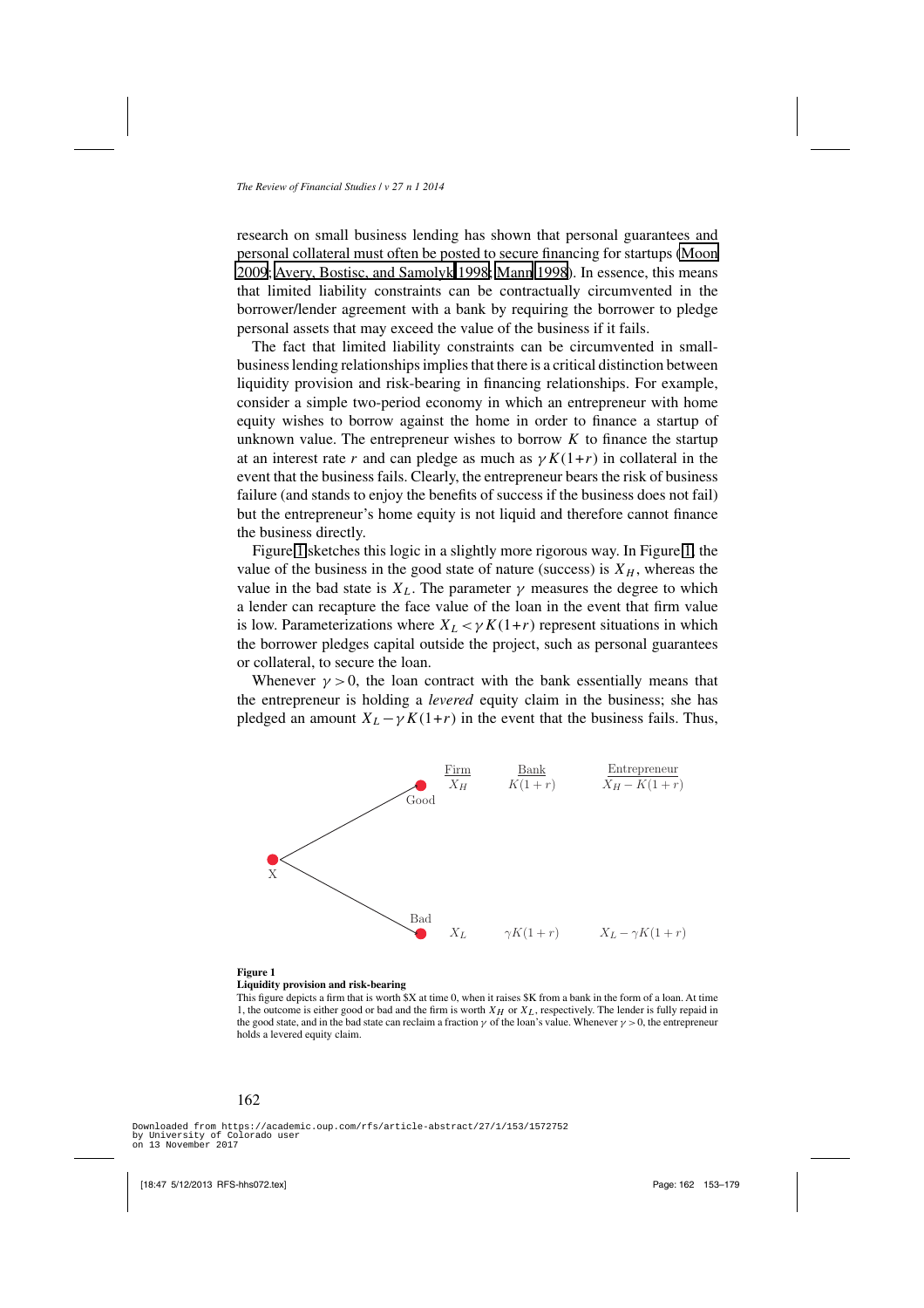research on small business lending has shown that personal guarantees and personal collateral must often be posted to secure financing for startups (Moon 2009; Avery, Bostisc, and Samolyk 1998; Mann 1998). In essence, this means that limited liability constraints can be contractually circumvented in the borrower/lender agreement with a bank by requiring the borrower to pledge personal assets that may exceed the value of the business if it fails.

The fact that limited liability constraints can be circumvented in small-business lending relationships implies that there is a critical distinction between liquidity provision and risk-bearing in financing relationships. For example, consider a simple two-period economy in which an entrepreneur with home equity wishes to borrow against the home in order to finance a startup of unknown value. The entrepreneur wishes to borrow $K$ to finance the startup at an interest rate $r$ and can pledge as much as $\gamma K(1+r)$ in collateral in the event that the business fails. Clearly, the entrepreneur bears the risk of business failure (and stands to enjoy the benefits of success if the business does not fail) but the entrepreneur's home equity is not liquid and therefore cannot finance the business directly.

Figure 1 sketches this logic in a slightly more rigorous way. In Figure 1, the value of the business in the good state of nature (success) is $X_H$, whereas the value in the bad state is $X_L$. The parameter $\gamma$ measures the degree to which a lender can recapture the face value of the loan in the event that firm value is low. Parameterizations where $X_L < \gamma K(1+r)$ represent situations in which the borrower pledges capital outside the project, such as personal guarantees or collateral, to secure the loan.

Whenever $\gamma > 0$, the loan contract with the bank essentially means that the entrepreneur is holding a *levered* equity claim in the business; she has pledged an amount $X_L - \gamma K(1+r)$ in the event that the business fails. Thus,

| State | Firm | Bank | Entrepreneur |
| --- | --- | --- | --- |
| Good | $X_H$ | $K(1+r)$ | $X_H - K(1+r)$ |
| Bad | $X_L$ | $\gamma K(1+r)$ | $X_L - \gamma K(1+r)$ |

(Tree diagram: node X branches to Good and Bad.)

**Figure 1**
**Liquidity provision and risk-bearing**
This figure depicts a firm that is worth \$X at time 0, when it raises \$K from a bank in the form of a loan. At time 1, the outcome is either good or bad and the firm is worth $X_H$ or $X_L$, respectively. The lender is fully repaid in the good state, and in the bad state can reclaim a fraction $\gamma$ of the loan's value. Whenever $\gamma > 0$, the entrepreneur holds a levered equity claim.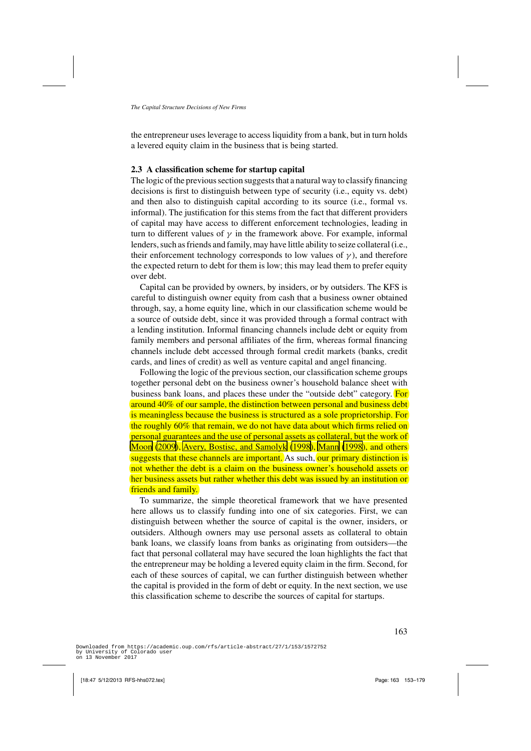the entrepreneur uses leverage to access liquidity from a bank, but in turn holds a levered equity claim in the business that is being started.

### 2.3 A classification scheme for startup capital

The logic of the previous section suggests that a natural way to classify financing decisions is first to distinguish between type of security (i.e., equity vs. debt) and then also to distinguish capital according to its source (i.e., formal vs. informal). The justification for this stems from the fact that different providers of capital may have access to different enforcement technologies, leading in turn to different values of $\gamma$ in the framework above. For example, informal lenders, such as friends and family, may have little ability to seize collateral (i.e., their enforcement technology corresponds to low values of $\gamma$), and therefore the expected return to debt for them is low; this may lead them to prefer equity over debt.

Capital can be provided by owners, by insiders, or by outsiders. The KFS is careful to distinguish owner equity from cash that a business owner obtained through, say, a home equity line, which in our classification scheme would be a source of outside debt, since it was provided through a formal contract with a lending institution. Informal financing channels include debt or equity from family members and personal affiliates of the firm, whereas formal financing channels include debt accessed through formal credit markets (banks, credit cards, and lines of credit) as well as venture capital and angel financing.

Following the logic of the previous section, our classification scheme groups together personal debt on the business owner's household balance sheet with business bank loans, and places these under the "outside debt" category. For around 40% of our sample, the distinction between personal and business debt is meaningless because the business is structured as a sole proprietorship. For the roughly 60% that remain, we do not have data about which firms relied on personal guarantees and the use of personal assets as collateral, but the work of Moon (2009), Avery, Bostic, and Samolyk (1998), Mann (1998), and others suggests that these channels are important. As such, our primary distinction is not whether the debt is a claim on the business owner's household assets or her business assets but rather whether this debt was issued by an institution or friends and family.

To summarize, the simple theoretical framework that we have presented here allows us to classify funding into one of six categories. First, we can distinguish between whether the source of capital is the owner, insiders, or outsiders. Although owners may use personal assets as collateral to obtain bank loans, we classify loans from banks as originating from outsiders—the fact that personal collateral may have secured the loan highlights the fact that the entrepreneur may be holding a levered equity claim in the firm. Second, for each of these sources of capital, we can further distinguish between whether the capital is provided in the form of debt or equity. In the next section, we use this classification scheme to describe the sources of capital for startups.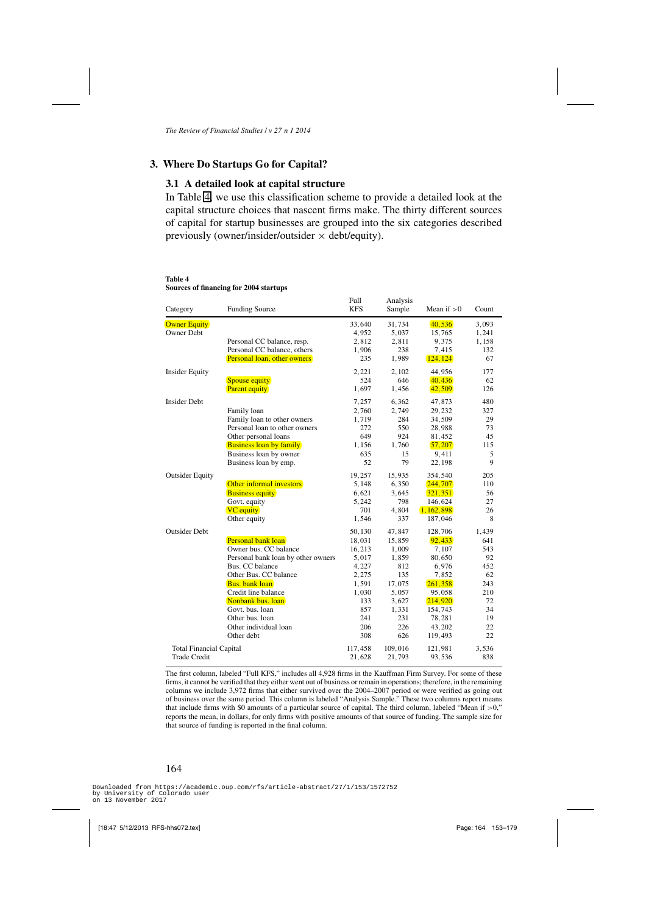## 3. Where Do Startups Go for Capital?

### 3.1 A detailed look at capital structure

In Table 4, we use this classification scheme to provide a detailed look at the capital structure choices that nascent firms make. The thirty different sources of capital for startup businesses are grouped into the six categories described previously (owner/insider/outsider × debt/equity).

**Table 4**
**Sources of financing for 2004 startups**

| Category | Funding Source | Full KFS | Analysis Sample | Mean if >0 | Count |
|---|---|---|---|---|---|
| Owner Equity | | 33,640 | 31,734 | 40,536 | 3,093 |
| Owner Debt | | 4,952 | 5,037 | 15,765 | 1,241 |
| | Personal CC balance, resp. | 2,812 | 2,811 | 9,375 | 1,158 |
| | Personal CC balance, others | 1,906 | 238 | 7,415 | 132 |
| | Personal loan, other owners | 235 | 1,989 | 124,124 | 67 |
| Insider Equity | | 2,221 | 2,102 | 44,956 | 177 |
| | Spouse equity | 524 | 646 | 40,436 | 62 |
| | Parent equity | 1,697 | 1,456 | 42,509 | 126 |
| Insider Debt | | 7,257 | 6,362 | 47,873 | 480 |
| | Family loan | 2,760 | 2,749 | 29,232 | 327 |
| | Family loan to other owners | 1,719 | 284 | 34,509 | 29 |
| | Personal loan to other owners | 272 | 550 | 28,988 | 73 |
| | Other personal loans | 649 | 924 | 81,452 | 45 |
| | Business loan by family | 1,156 | 1,760 | 57,207 | 115 |
| | Business loan by owner | 635 | 15 | 9,411 | 5 |
| | Business loan by emp. | 52 | 79 | 22,198 | 9 |
| Outsider Equity | | 19,257 | 15,935 | 354,540 | 205 |
| | Other informal investors | 5,148 | 6,350 | 244,707 | 110 |
| | Business equity | 6,621 | 3,645 | 321,351 | 56 |
| | Govt. equity | 5,242 | 798 | 146,624 | 27 |
| | VC equity | 701 | 4,804 | 1,162,898 | 26 |
| | Other equity | 1,546 | 337 | 187,046 | 8 |
| Outsider Debt | | 50,130 | 47,847 | 128,706 | 1,439 |
| | Personal bank loan | 18,031 | 15,859 | 92,433 | 641 |
| | Owner bus. CC balance | 16,213 | 1,009 | 7,107 | 543 |
| | Personal bank loan by other owners | 5,017 | 1,859 | 80,650 | 92 |
| | Bus. CC balance | 4,227 | 812 | 6,976 | 452 |
| | Other Bus. CC balance | 2,275 | 135 | 7,852 | 62 |
| | Bus. bank loan | 1,591 | 17,075 | 261,358 | 243 |
| | Credit line balance | 1,030 | 5,057 | 95,058 | 210 |
| | Nonbank bus. loan | 133 | 3,627 | 214,920 | 72 |
| | Govt. bus. loan | 857 | 1,331 | 154,743 | 34 |
| | Other bus. loan | 241 | 231 | 78,281 | 19 |
| | Other individual loan | 206 | 226 | 43,202 | 22 |
| | Other debt | 308 | 626 | 119,493 | 22 |
| Total Financial Capital | | 117,458 | 109,016 | 121,981 | 3,536 |
| Trade Credit | | 21,628 | 21,793 | 93,536 | 838 |

The first column, labeled "Full KFS," includes all 4,928 firms in the Kauffman Firm Survey. For some of these firms, it cannot be verified that they either went out of business or remain in operations; therefore, in the remaining columns we include 3,972 firms that either survived over the 2004–2007 period or were verified as going out of business over the same period. This column is labeled "Analysis Sample." These two columns report means that include firms with \$0 amounts of a particular source of capital. The third column, labeled "Mean if >0," reports the mean, in dollars, for only firms with positive amounts of that source of funding. The sample size for that source of funding is reported in the final column.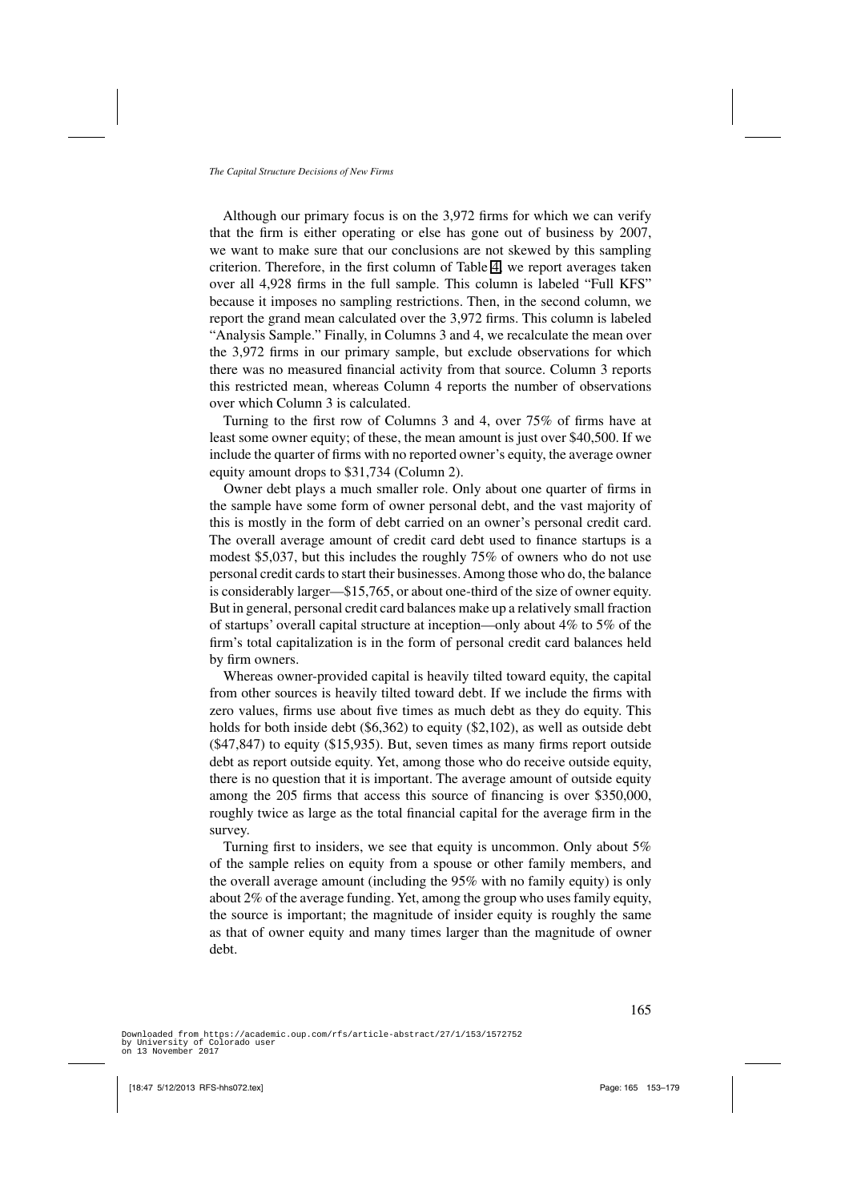Although our primary focus is on the 3,972 firms for which we can verify that the firm is either operating or else has gone out of business by 2007, we want to make sure that our conclusions are not skewed by this sampling criterion. Therefore, in the first column of Table 4, we report averages taken over all 4,928 firms in the full sample. This column is labeled "Full KFS" because it imposes no sampling restrictions. Then, in the second column, we report the grand mean calculated over the 3,972 firms. This column is labeled "Analysis Sample." Finally, in Columns 3 and 4, we recalculate the mean over the 3,972 firms in our primary sample, but exclude observations for which there was no measured financial activity from that source. Column 3 reports this restricted mean, whereas Column 4 reports the number of observations over which Column 3 is calculated.

Turning to the first row of Columns 3 and 4, over 75% of firms have at least some owner equity; of these, the mean amount is just over \$40,500. If we include the quarter of firms with no reported owner's equity, the average owner equity amount drops to \$31,734 (Column 2).

Owner debt plays a much smaller role. Only about one quarter of firms in the sample have some form of owner personal debt, and the vast majority of this is mostly in the form of debt carried on an owner's personal credit card. The overall average amount of credit card debt used to finance startups is a modest \$5,037, but this includes the roughly 75% of owners who do not use personal credit cards to start their businesses. Among those who do, the balance is considerably larger—\$15,765, or about one-third of the size of owner equity. But in general, personal credit card balances make up a relatively small fraction of startups' overall capital structure at inception—only about 4% to 5% of the firm's total capitalization is in the form of personal credit card balances held by firm owners.

Whereas owner-provided capital is heavily tilted toward equity, the capital from other sources is heavily tilted toward debt. If we include the firms with zero values, firms use about five times as much debt as they do equity. This holds for both inside debt (\$6,362) to equity (\$2,102), as well as outside debt (\$47,847) to equity (\$15,935). But, seven times as many firms report outside debt as report outside equity. Yet, among those who do receive outside equity, there is no question that it is important. The average amount of outside equity among the 205 firms that access this source of financing is over \$350,000, roughly twice as large as the total financial capital for the average firm in the survey.

Turning first to insiders, we see that equity is uncommon. Only about 5% of the sample relies on equity from a spouse or other family members, and the overall average amount (including the 95% with no family equity) is only about 2% of the average funding. Yet, among the group who uses family equity, the source is important; the magnitude of insider equity is roughly the same as that of owner equity and many times larger than the magnitude of owner debt.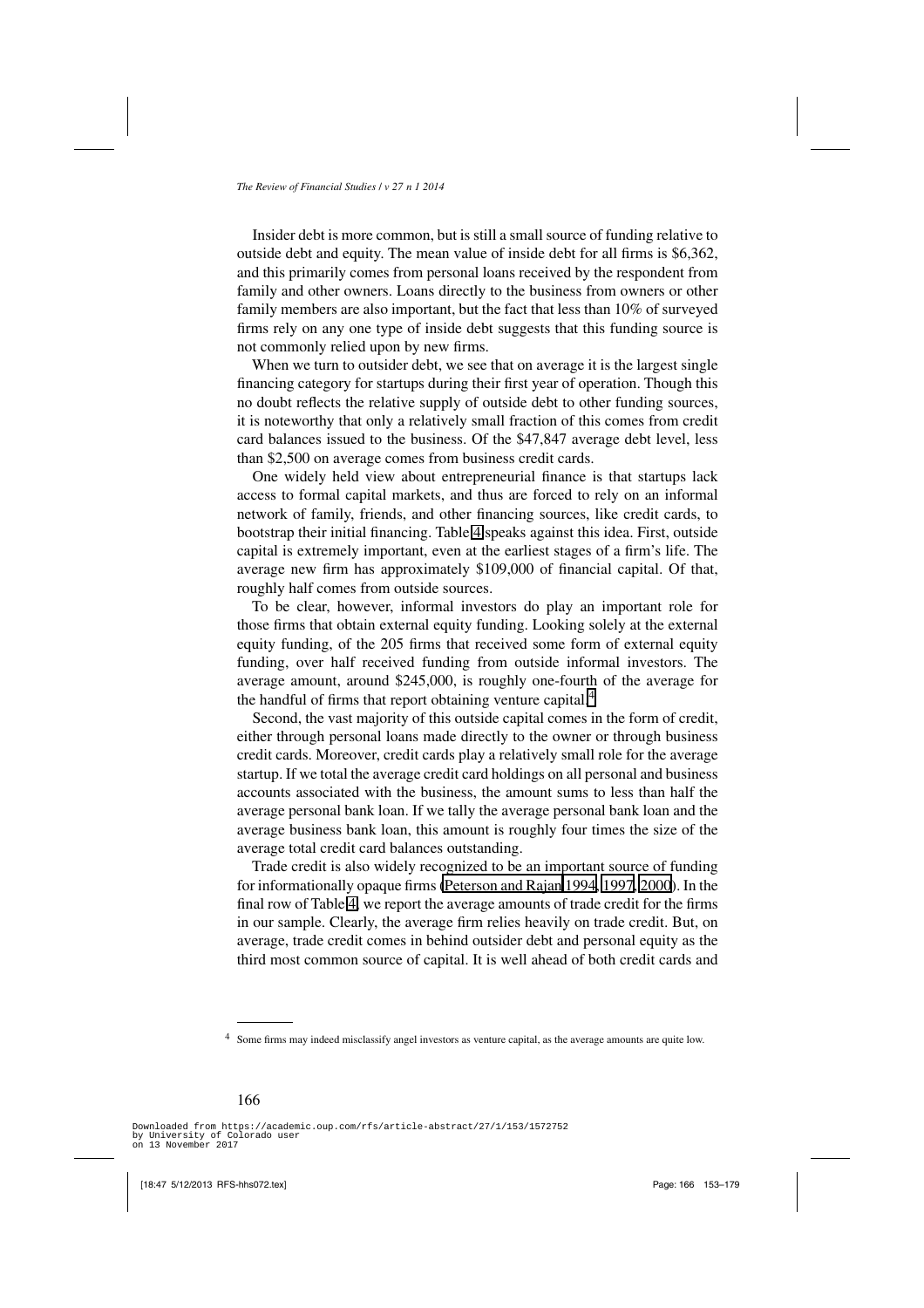Insider debt is more common, but is still a small source of funding relative to outside debt and equity. The mean value of inside debt for all firms is $6,362, and this primarily comes from personal loans received by the respondent from family and other owners. Loans directly to the business from owners or other family members are also important, but the fact that less than 10% of surveyed firms rely on any one type of inside debt suggests that this funding source is not commonly relied upon by new firms.

When we turn to outsider debt, we see that on average it is the largest single financing category for startups during their first year of operation. Though this no doubt reflects the relative supply of outside debt to other funding sources, it is noteworthy that only a relatively small fraction of this comes from credit card balances issued to the business. Of the $47,847 average debt level, less than $2,500 on average comes from business credit cards.

One widely held view about entrepreneurial finance is that startups lack access to formal capital markets, and thus are forced to rely on an informal network of family, friends, and other financing sources, like credit cards, to bootstrap their initial financing. Table 4 speaks against this idea. First, outside capital is extremely important, even at the earliest stages of a firm's life. The average new firm has approximately $109,000 of financial capital. Of that, roughly half comes from outside sources.

To be clear, however, informal investors do play an important role for those firms that obtain external equity funding. Looking solely at the external equity funding, of the 205 firms that received some form of external equity funding, over half received funding from outside informal investors. The average amount, around $245,000, is roughly one-fourth of the average for the handful of firms that report obtaining venture capital.[4]

Second, the vast majority of this outside capital comes in the form of credit, either through personal loans made directly to the owner or through business credit cards. Moreover, credit cards play a relatively small role for the average startup. If we total the average credit card holdings on all personal and business accounts associated with the business, the amount sums to less than half the average personal bank loan. If we tally the average personal bank loan and the average business bank loan, this amount is roughly four times the size of the average total credit card balances outstanding.

Trade credit is also widely recognized to be an important source of funding for informationally opaque firms (Peterson and Rajan 1994, 1997, 2000). In the final row of Table 4, we report the average amounts of trade credit for the firms in our sample. Clearly, the average firm relies heavily on trade credit. But, on average, trade credit comes in behind outsider debt and personal equity as the third most common source of capital. It is well ahead of both credit cards and

[4] Some firms may indeed misclassify angel investors as venture capital, as the average amounts are quite low.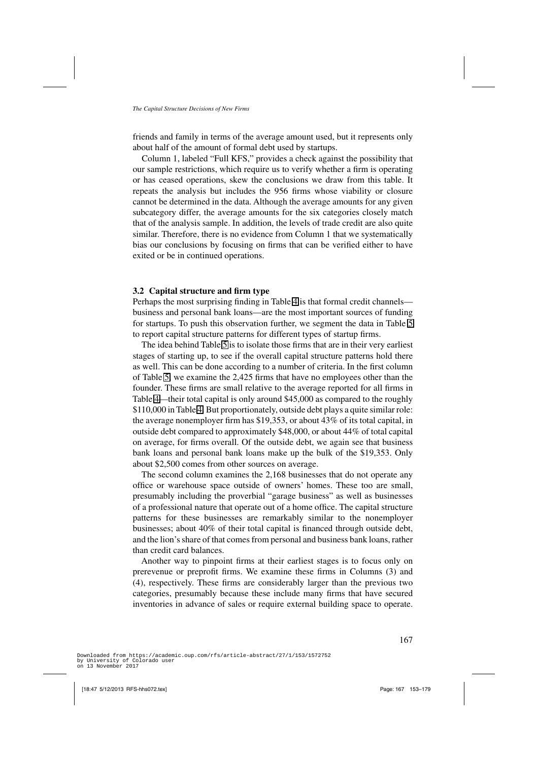friends and family in terms of the average amount used, but it represents only about half of the amount of formal debt used by startups.

Column 1, labeled "Full KFS," provides a check against the possibility that our sample restrictions, which require us to verify whether a firm is operating or has ceased operations, skew the conclusions we draw from this table. It repeats the analysis but includes the 956 firms whose viability or closure cannot be determined in the data. Although the average amounts for any given subcategory differ, the average amounts for the six categories closely match that of the analysis sample. In addition, the levels of trade credit are also quite similar. Therefore, there is no evidence from Column 1 that we systematically bias our conclusions by focusing on firms that can be verified either to have exited or be in continued operations.

### 3.2 Capital structure and firm type

Perhaps the most surprising finding in Table 4 is that formal credit channels—business and personal bank loans—are the most important sources of funding for startups. To push this observation further, we segment the data in Table 5 to report capital structure patterns for different types of startup firms.

The idea behind Table 5 is to isolate those firms that are in their very earliest stages of starting up, to see if the overall capital structure patterns hold there as well. This can be done according to a number of criteria. In the first column of Table 5, we examine the 2,425 firms that have no employees other than the founder. These firms are small relative to the average reported for all firms in Table 4—their total capital is only around \$45,000 as compared to the roughly \$110,000 in Table 4. But proportionately, outside debt plays a quite similar role: the average nonemployer firm has \$19,353, or about 43% of its total capital, in outside debt compared to approximately \$48,000, or about 44% of total capital on average, for firms overall. Of the outside debt, we again see that business bank loans and personal bank loans make up the bulk of the \$19,353. Only about \$2,500 comes from other sources on average.

The second column examines the 2,168 businesses that do not operate any office or warehouse space outside of owners' homes. These too are small, presumably including the proverbial "garage business" as well as businesses of a professional nature that operate out of a home office. The capital structure patterns for these businesses are remarkably similar to the nonemployer businesses; about 40% of their total capital is financed through outside debt, and the lion's share of that comes from personal and business bank loans, rather than credit card balances.

Another way to pinpoint firms at their earliest stages is to focus only on prerevenue or preprofit firms. We examine these firms in Columns (3) and (4), respectively. These firms are considerably larger than the previous two categories, presumably because these include many firms that have secured inventories in advance of sales or require external building space to operate.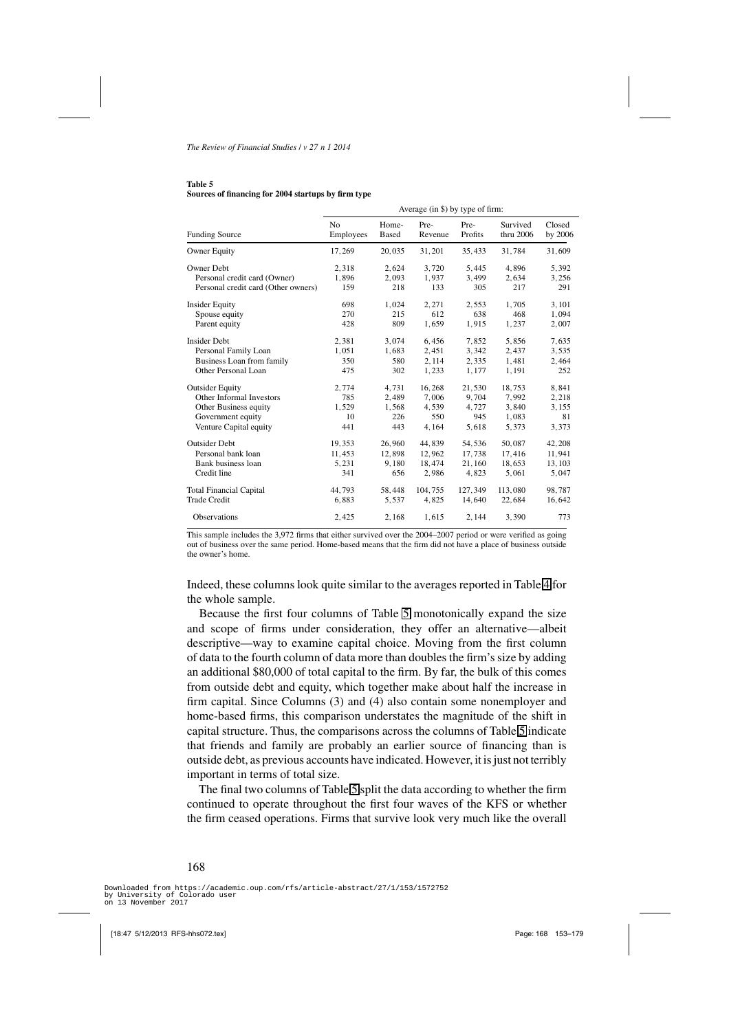**Table 5**
**Sources of financing for 2004 startups by firm type**

| | Average (in $) by type of firm: | | | | | |
|---|---|---|---|---|---|---|
| Funding Source | No Employees | Home-Based | Pre-Revenue | Pre-Profits | Survived thru 2006 | Closed by 2006 |
| Owner Equity | 17,269 | 20,035 | 31,201 | 35,433 | 31,784 | 31,609 |
| Owner Debt | 2,318 | 2,624 | 3,720 | 5,445 | 4,896 | 5,392 |
| Personal credit card (Owner) | 1,896 | 2,093 | 1,937 | 3,499 | 2,634 | 3,256 |
| Personal credit card (Other owners) | 159 | 218 | 133 | 305 | 217 | 291 |
| Insider Equity | 698 | 1,024 | 2,271 | 2,553 | 1,705 | 3,101 |
| Spouse equity | 270 | 215 | 612 | 638 | 468 | 1,094 |
| Parent equity | 428 | 809 | 1,659 | 1,915 | 1,237 | 2,007 |
| Insider Debt | 2,381 | 3,074 | 6,456 | 7,852 | 5,856 | 7,635 |
| Personal Family Loan | 1,051 | 1,683 | 2,451 | 3,342 | 2,437 | 3,535 |
| Business Loan from family | 350 | 580 | 2,114 | 2,335 | 1,481 | 2,464 |
| Other Personal Loan | 475 | 302 | 1,233 | 1,177 | 1,191 | 252 |
| Outsider Equity | 2,774 | 4,731 | 16,268 | 21,530 | 18,753 | 8,841 |
| Other Informal Investors | 785 | 2,489 | 7,006 | 9,704 | 7,992 | 2,218 |
| Other Business equity | 1,529 | 1,568 | 4,539 | 4,727 | 3,840 | 3,155 |
| Government equity | 10 | 226 | 550 | 945 | 1,083 | 81 |
| Venture Capital equity | 441 | 443 | 4,164 | 5,618 | 5,373 | 3,373 |
| Outsider Debt | 19,353 | 26,960 | 44,839 | 54,536 | 50,087 | 42,208 |
| Personal bank loan | 11,453 | 12,898 | 12,962 | 17,738 | 17,416 | 11,941 |
| Bank business loan | 5,231 | 9,180 | 18,474 | 21,160 | 18,653 | 13,103 |
| Credit line | 341 | 656 | 2,986 | 4,823 | 5,061 | 5,047 |
| Total Financial Capital | 44,793 | 58,448 | 104,755 | 127,349 | 113,080 | 98,787 |
| Trade Credit | 6,883 | 5,537 | 4,825 | 14,640 | 22,684 | 16,642 |
| Observations | 2,425 | 2,168 | 1,615 | 2,144 | 3,390 | 773 |

This sample includes the 3,972 firms that either survived over the 2004–2007 period or were verified as going out of business over the same period. Home-based means that the firm did not have a place of business outside the owner's home.

Indeed, these columns look quite similar to the averages reported in Table 4 for the whole sample.

Because the first four columns of Table 5 monotonically expand the size and scope of firms under consideration, they offer an alternative—albeit descriptive—way to examine capital choice. Moving from the first column of data to the fourth column of data more than doubles the firm's size by adding an additional $80,000 of total capital to the firm. By far, the bulk of this comes from outside debt and equity, which together make about half the increase in firm capital. Since Columns (3) and (4) also contain some nonemployer and home-based firms, this comparison understates the magnitude of the shift in capital structure. Thus, the comparisons across the columns of Table 5 indicate that friends and family are probably an earlier source of financing than is outside debt, as previous accounts have indicated. However, it is just not terribly important in terms of total size.

The final two columns of Table 5 split the data according to whether the firm continued to operate throughout the first four waves of the KFS or whether the firm ceased operations. Firms that survive look very much like the overall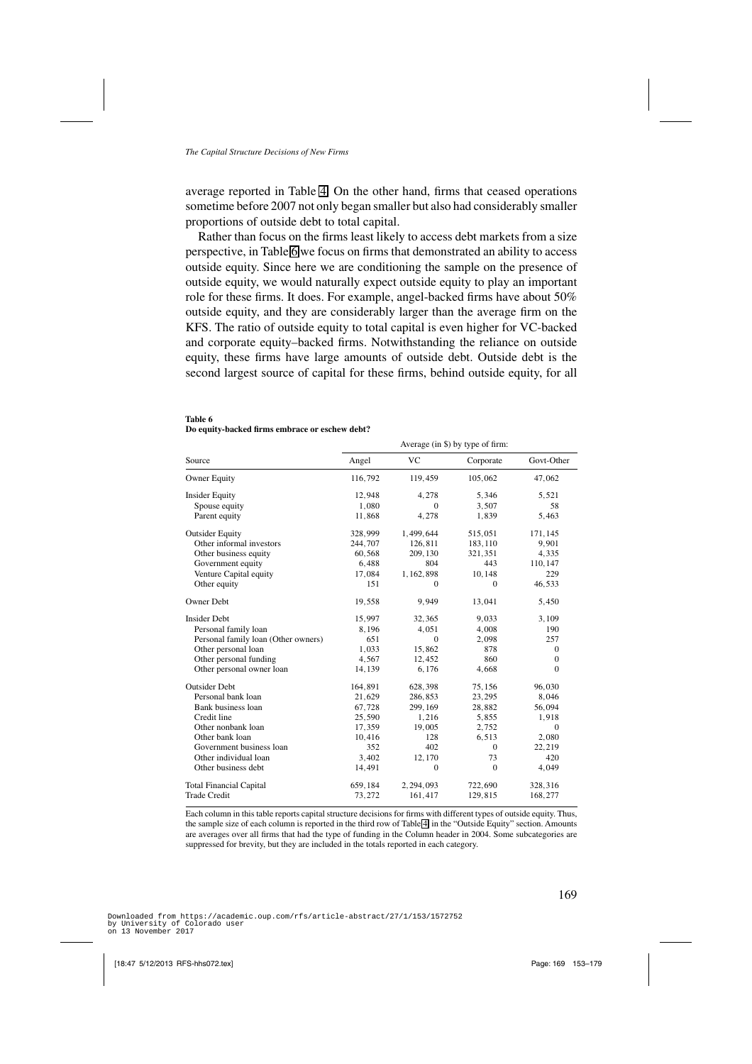average reported in Table 4. On the other hand, firms that ceased operations sometime before 2007 not only began smaller but also had considerably smaller proportions of outside debt to total capital.

Rather than focus on the firms least likely to access debt markets from a size perspective, in Table 6 we focus on firms that demonstrated an ability to access outside equity. Since here we are conditioning the sample on the presence of outside equity, we would naturally expect outside equity to play an important role for these firms. It does. For example, angel-backed firms have about 50% outside equity, and they are considerably larger than the average firm on the KFS. The ratio of outside equity to total capital is even higher for VC-backed and corporate equity–backed firms. Notwithstanding the reliance on outside equity, these firms have large amounts of outside debt. Outside debt is the second largest source of capital for these firms, behind outside equity, for all

**Table 6**
**Do equity-backed firms embrace or eschew debt?**

| | Average (in $) by type of firm: | | | |
|---|---|---|---|---|
| Source | Angel | VC | Corporate | Govt-Other |
| Owner Equity | 116,792 | 119,459 | 105,062 | 47,062 |
| Insider Equity | 12,948 | 4,278 | 5,346 | 5,521 |
| Spouse equity | 1,080 | 0 | 3,507 | 58 |
| Parent equity | 11,868 | 4,278 | 1,839 | 5,463 |
| Outsider Equity | 328,999 | 1,499,644 | 515,051 | 171,145 |
| Other informal investors | 244,707 | 126,811 | 183,110 | 9,901 |
| Other business equity | 60,568 | 209,130 | 321,351 | 4,335 |
| Government equity | 6,488 | 804 | 443 | 110,147 |
| Venture Capital equity | 17,084 | 1,162,898 | 10,148 | 229 |
| Other equity | 151 | 0 | 0 | 46,533 |
| Owner Debt | 19,558 | 9,949 | 13,041 | 5,450 |
| Insider Debt | 15,997 | 32,365 | 9,033 | 3,109 |
| Personal family loan | 8,196 | 4,051 | 4,008 | 190 |
| Personal family loan (Other owners) | 651 | 0 | 2,098 | 257 |
| Other personal funding | 1,033 | 15,862 | 878 | 0 |
| Other personal owner loan | 4,567 | 12,452 | 860 | 0 |
| | 14,139 | 6,176 | 4,668 | 0 |
| Outsider Debt | 164,891 | 628,398 | 75,156 | 96,030 |
| Personal bank loan | 21,629 | 286,853 | 23,295 | 8,046 |
| Bank business loan | 67,728 | 299,169 | 28,882 | 56,094 |
| Credit line | 25,590 | 1,216 | 5,855 | 1,918 |
| Other nonbank loan | 17,359 | 19,005 | 2,752 | 0 |
| Other bank loan | 10,416 | 128 | 6,513 | 2,080 |
| Government business loan | 352 | 402 | 0 | 22,219 |
| Other individual loan | 3,402 | 12,170 | 73 | 420 |
| Other business debt | 14,491 | 0 | 0 | 4,049 |
| Total Financial Capital | 659,184 | 2,294,093 | 722,690 | 328,316 |
| Trade Credit | 73,272 | 161,417 | 129,815 | 168,277 |

Each column in this table reports capital structure decisions for firms with different types of outside equity. Thus, the sample size of each column is reported in the third row of Table 4 in the "Outside Equity" section. Amounts are averages over all firms that had the type of funding in the Column header in 2004. Some subcategories are suppressed for brevity, but they are included in the totals reported in each category.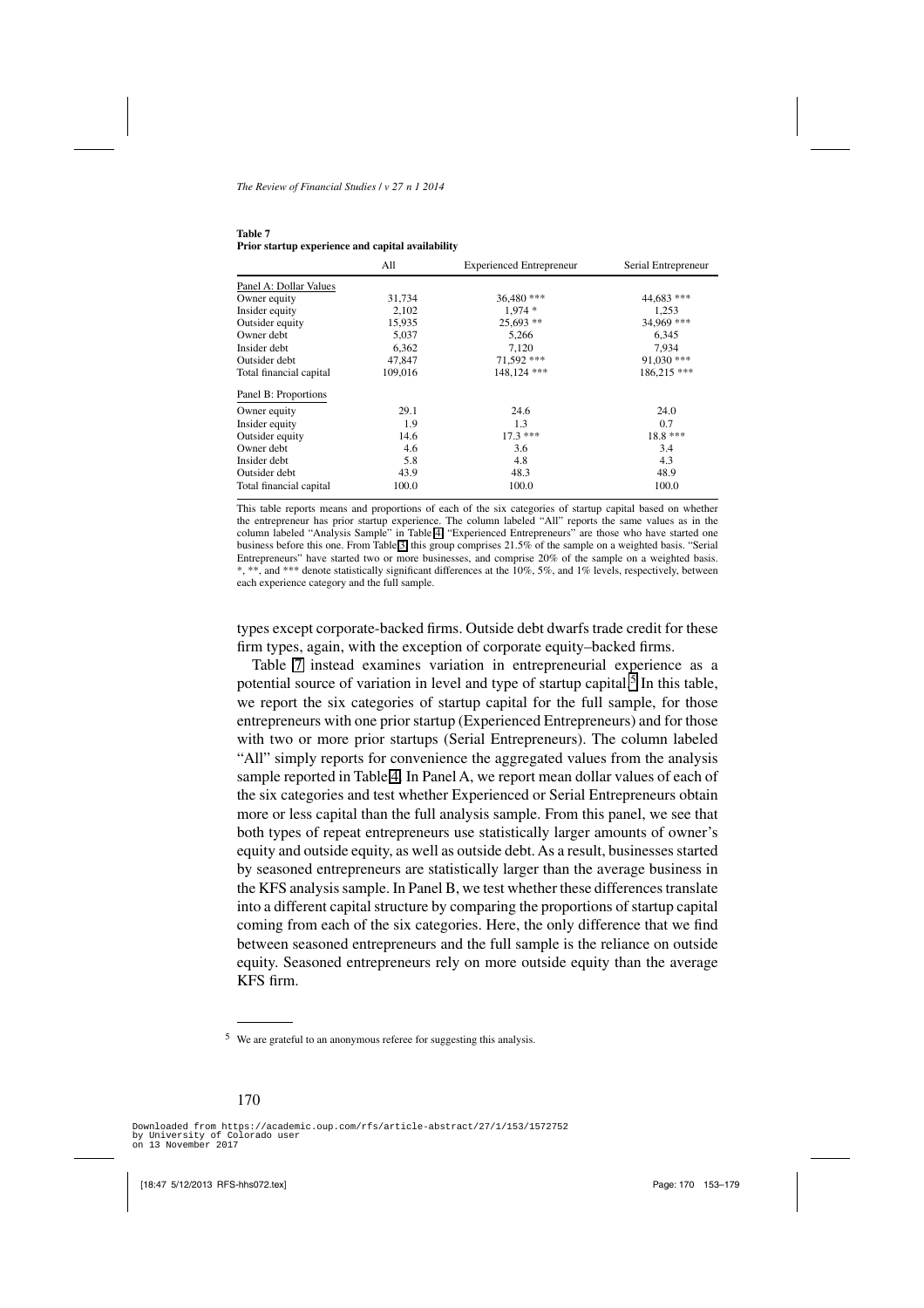**Table 7**
**Prior startup experience and capital availability**

| | All | Experienced Entrepreneur | Serial Entrepreneur |
|---|---|---|---|
| Panel A: Dollar Values | | | |
| Owner equity | 31,734 | 36,480 *** | 44,683 *** |
| Insider equity | 2,102 | 1,974 * | 1,253 |
| Outsider equity | 15,935 | 25,693 ** | 34,969 *** |
| Owner debt | 5,037 | 5,266 | 6,345 |
| Insider debt | 6,362 | 7,120 | 7,934 |
| Outsider debt | 47,847 | 71,592 *** | 91,030 *** |
| Total financial capital | 109,016 | 148,124 *** | 186,215 *** |
| Panel B: Proportions | | | |
| Owner equity | 29.1 | 24.6 | 24.0 |
| Insider equity | 1.9 | 1.3 | 0.7 |
| Outsider equity | 14.6 | 17.3 *** | 18.8 *** |
| Owner debt | 4.6 | 3.6 | 3.4 |
| Insider debt | 5.8 | 4.8 | 4.3 |
| Outsider debt | 43.9 | 48.3 | 48.9 |
| Total financial capital | 100.0 | 100.0 | 100.0 |

This table reports means and proportions of each of the six categories of startup capital based on whether the entrepreneur has prior startup experience. The column labeled "All" reports the same values as in the column labeled "Analysis Sample" in Table 4. "Experienced Entrepreneurs" are those who have started one business before this one. From Table 3, this group comprises 21.5% of the sample on a weighted basis. "Serial Entrepreneurs" have started two or more businesses, and comprise 20% of the sample on a weighted basis. *, **, and *** denote statistically significant differences at the 10%, 5%, and 1% levels, respectively, between each experience category and the full sample.

types except corporate-backed firms. Outside debt dwarfs trade credit for these firm types, again, with the exception of corporate equity–backed firms.

Table 7 instead examines variation in entrepreneurial experience as a potential source of variation in level and type of startup capital.[5] In this table, we report the six categories of startup capital for the full sample, for those entrepreneurs with one prior startup (Experienced Entrepreneurs) and for those with two or more prior startups (Serial Entrepreneurs). The column labeled "All" simply reports for convenience the aggregated values from the analysis sample reported in Table 4. In Panel A, we report mean dollar values of each of the six categories and test whether Experienced or Serial Entrepreneurs obtain more or less capital than the full analysis sample. From this panel, we see that both types of repeat entrepreneurs use statistically larger amounts of owner's equity and outside equity, as well as outside debt. As a result, businesses started by seasoned entrepreneurs are statistically larger than the average business in the KFS analysis sample. In Panel B, we test whether these differences translate into a different capital structure by comparing the proportions of startup capital coming from each of the six categories. Here, the only difference that we find between seasoned entrepreneurs and the full sample is the reliance on outside equity. Seasoned entrepreneurs rely on more outside equity than the average KFS firm.

[5] We are grateful to an anonymous referee for suggesting this analysis.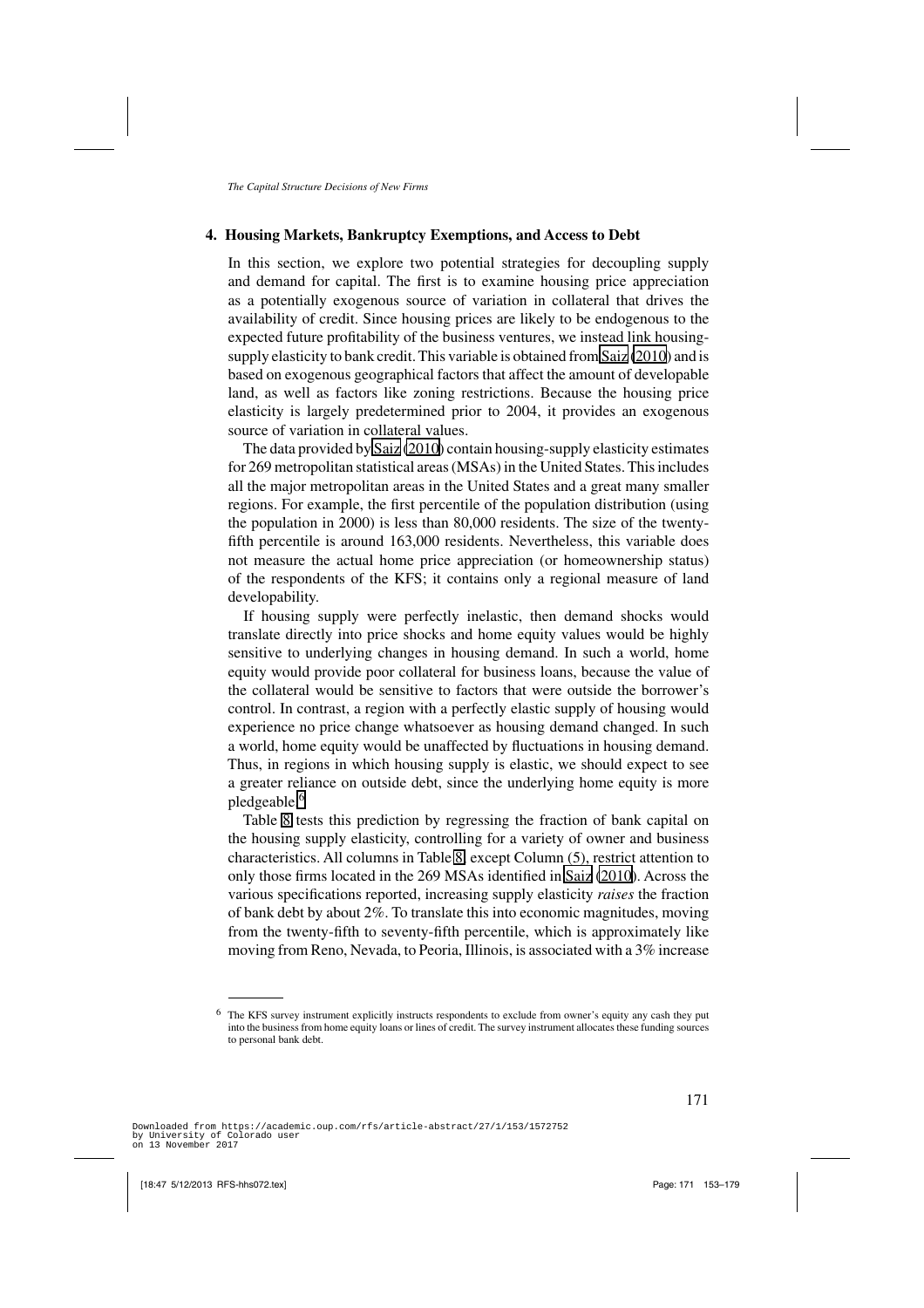## 4. Housing Markets, Bankruptcy Exemptions, and Access to Debt

In this section, we explore two potential strategies for decoupling supply and demand for capital. The first is to examine housing price appreciation as a potentially exogenous source of variation in collateral that drives the availability of credit. Since housing prices are likely to be endogenous to the expected future profitability of the business ventures, we instead link housing-supply elasticity to bank credit. This variable is obtained from Saiz (2010) and is based on exogenous geographical factors that affect the amount of developable land, as well as factors like zoning restrictions. Because the housing price elasticity is largely predetermined prior to 2004, it provides an exogenous source of variation in collateral values.

The data provided by Saiz (2010) contain housing-supply elasticity estimates for 269 metropolitan statistical areas (MSAs) in the United States. This includes all the major metropolitan areas in the United States and a great many smaller regions. For example, the first percentile of the population distribution (using the population in 2000) is less than 80,000 residents. The size of the twenty-fifth percentile is around 163,000 residents. Nevertheless, this variable does not measure the actual home price appreciation (or homeownership status) of the respondents of the KFS; it contains only a regional measure of land developability.

If housing supply were perfectly inelastic, then demand shocks would translate directly into price shocks and home equity values would be highly sensitive to underlying changes in housing demand. In such a world, home equity would provide poor collateral for business loans, because the value of the collateral would be sensitive to factors that were outside the borrower's control. In contrast, a region with a perfectly elastic supply of housing would experience no price change whatsoever as housing demand changed. In such a world, home equity would be unaffected by fluctuations in housing demand. Thus, in regions in which housing supply is elastic, we should expect to see a greater reliance on outside debt, since the underlying home equity is more pledgeable.[6]

Table 8 tests this prediction by regressing the fraction of bank capital on the housing supply elasticity, controlling for a variety of owner and business characteristics. All columns in Table 8, except Column (5), restrict attention to only those firms located in the 269 MSAs identified in Saiz (2010). Across the various specifications reported, increasing supply elasticity *raises* the fraction of bank debt by about 2%. To translate this into economic magnitudes, moving from the twenty-fifth to seventy-fifth percentile, which is approximately like moving from Reno, Nevada, to Peoria, Illinois, is associated with a 3% increase

[6] The KFS survey instrument explicitly instructs respondents to exclude from owner's equity any cash they put into the business from home equity loans or lines of credit. The survey instrument allocates these funding sources to personal bank debt.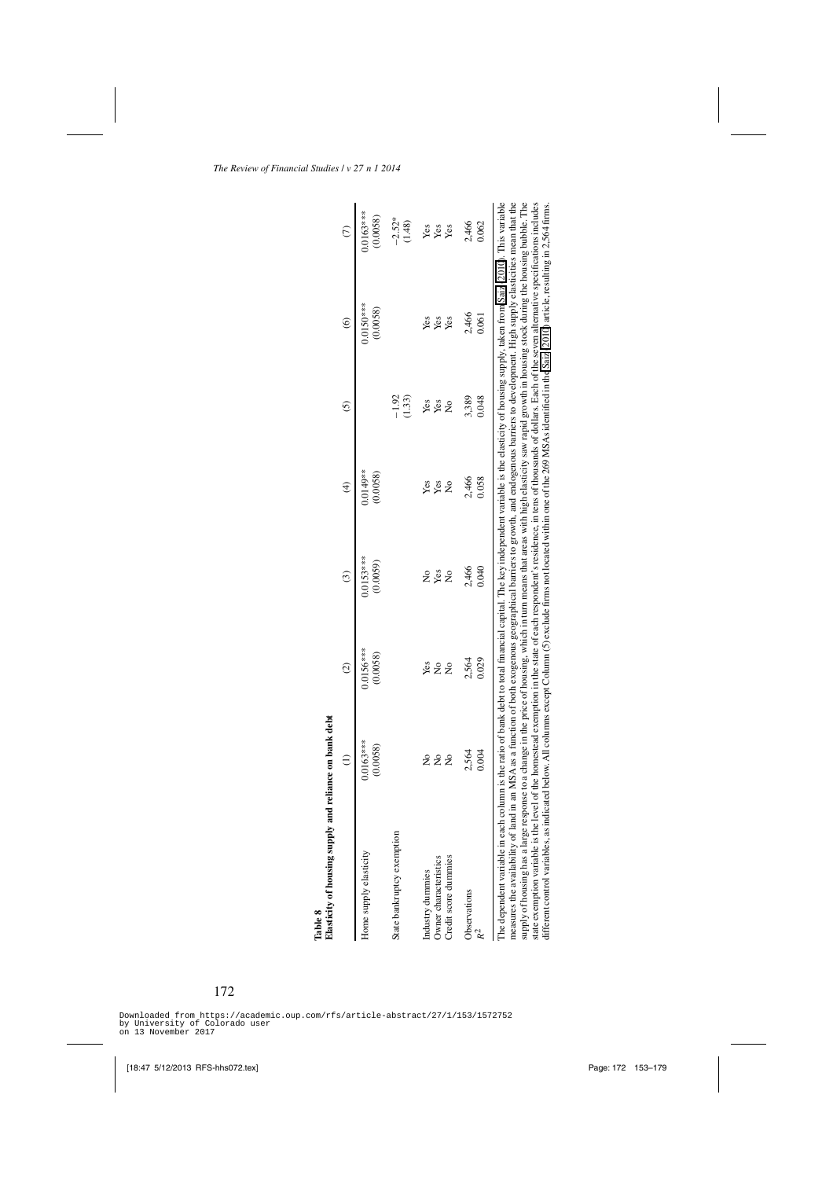**Table 8**
**Elasticity of housing supply and reliance on bank debt**

| | (1) | (2) | (3) | (4) | (5) | (6) | (7) |
|---|---|---|---|---|---|---|---|
| Home supply elasticity | 0.0163*** | 0.0156*** | 0.0153*** | 0.0149** | | 0.0150*** | 0.0163*** |
| | (0.0058) | (0.0058) | (0.0059) | (0.0058) | | (0.0058) | (0.0058) |
| State bankruptcy exemption | | | | | −1.92 | | −2.52* |
| | | | | | (1.33) | | (1.48) |
| Industry dummies | No | Yes | No | Yes | Yes | Yes | Yes |
| Owner characteristics | No | No | Yes | Yes | Yes | Yes | Yes |
| Credit score dummies | No | No | No | No | No | Yes | Yes |
| Observations | 2,564 | 2,564 | 2,466 | 2,466 | 3,389 | 2,466 | 2,466 |
| $R^2$ | 0.004 | 0.029 | 0.040 | 0.058 | 0.048 | 0.061 | 0.062 |

The dependent variable in each column is the ratio of bank debt to total financial capital. The key independent variable is the elasticity of housing supply, taken from Saiz (2010). This variable measures the availability of land in an MSA as a function of both exogenous geographical barriers to growth, and endogenous barriers to development. High supply elasticities mean that the supply of housing has a large response to a change in the price of housing, which in turn means that areas with high elasticity saw rapid growth in housing stock during the housing bubble. The state exemption variable is the level of the homestead exemption in the state of each respondent's residence, in tens of thousands of dollars. Each of the seven alternative specifications includes different control variables, as indicated below. All columns except Column (5) exclude firms not located within one of the 269 MSAs identified in the Saiz (2010) article, resulting in 2,564 firms.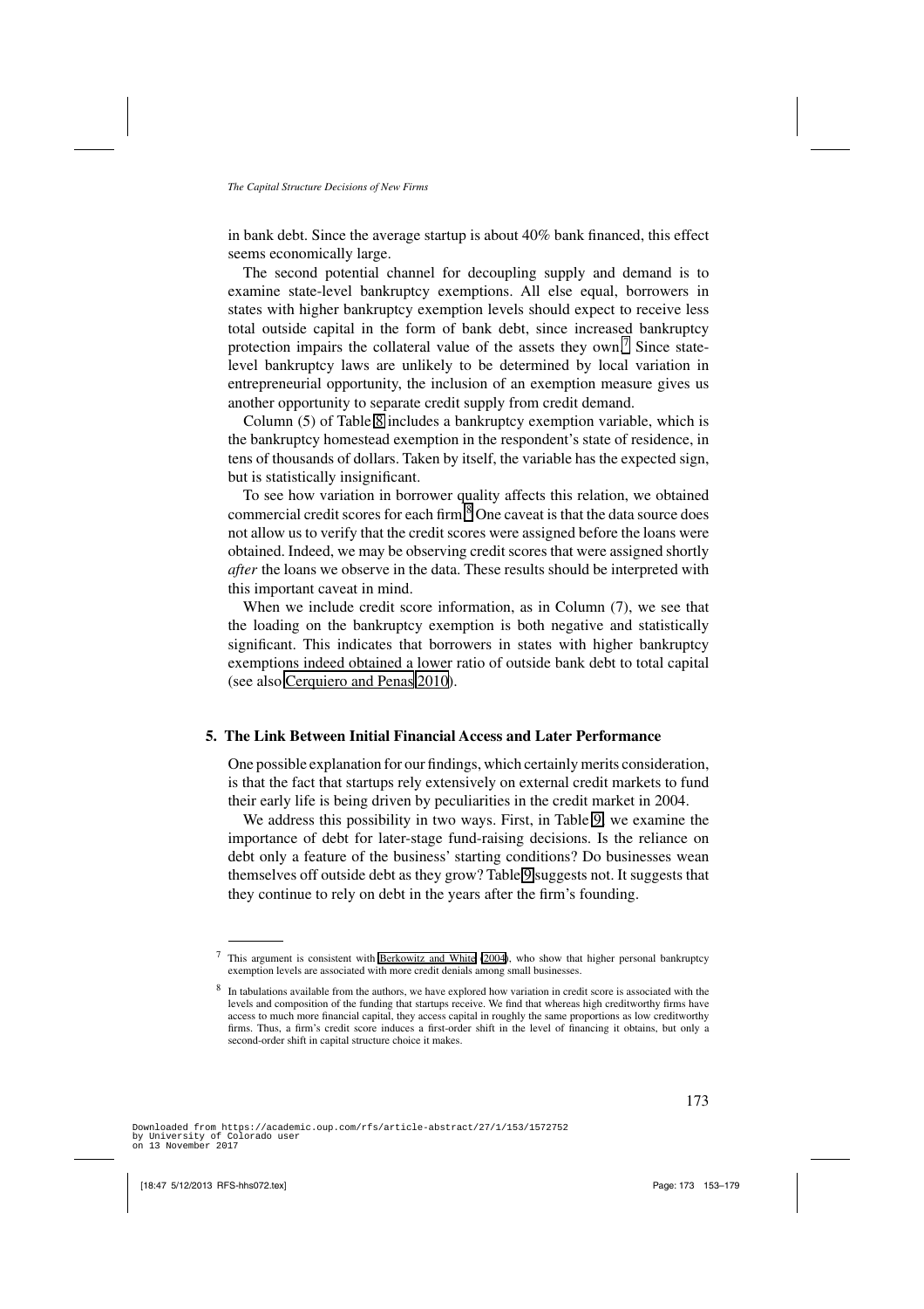in bank debt. Since the average startup is about 40% bank financed, this effect seems economically large.

The second potential channel for decoupling supply and demand is to examine state-level bankruptcy exemptions. All else equal, borrowers in states with higher bankruptcy exemption levels should expect to receive less total outside capital in the form of bank debt, since increased bankruptcy protection impairs the collateral value of the assets they own.[7] Since state-level bankruptcy laws are unlikely to be determined by local variation in entrepreneurial opportunity, the inclusion of an exemption measure gives us another opportunity to separate credit supply from credit demand.

Column (5) of Table 8 includes a bankruptcy exemption variable, which is the bankruptcy homestead exemption in the respondent's state of residence, in tens of thousands of dollars. Taken by itself, the variable has the expected sign, but is statistically insignificant.

To see how variation in borrower quality affects this relation, we obtained commercial credit scores for each firm.[8] One caveat is that the data source does not allow us to verify that the credit scores were assigned before the loans were obtained. Indeed, we may be observing credit scores that were assigned shortly *after* the loans we observe in the data. These results should be interpreted with this important caveat in mind.

When we include credit score information, as in Column (7), we see that the loading on the bankruptcy exemption is both negative and statistically significant. This indicates that borrowers in states with higher bankruptcy exemptions indeed obtained a lower ratio of outside bank debt to total capital (see also Cerquiero and Penas 2010).

## 5. The Link Between Initial Financial Access and Later Performance

One possible explanation for our findings, which certainly merits consideration, is that the fact that startups rely extensively on external credit markets to fund their early life is being driven by peculiarities in the credit market in 2004.

We address this possibility in two ways. First, in Table 9, we examine the importance of debt for later-stage fund-raising decisions. Is the reliance on debt only a feature of the business' starting conditions? Do businesses wean themselves off outside debt as they grow? Table 9 suggests not. It suggests that they continue to rely on debt in the years after the firm's founding.

---

[7] This argument is consistent with Berkowitz and White (2004), who show that higher personal bankruptcy exemption levels are associated with more credit denials among small businesses.

[8] In tabulations available from the authors, we have explored how variation in credit score is associated with the levels and composition of the funding that startups receive. We find that whereas high creditworthy firms have access to much more financial capital, they access capital in roughly the same proportions as low creditworthy firms. Thus, a firm's credit score induces a first-order shift in the level of financing it obtains, but only a second-order shift in capital structure choice it makes.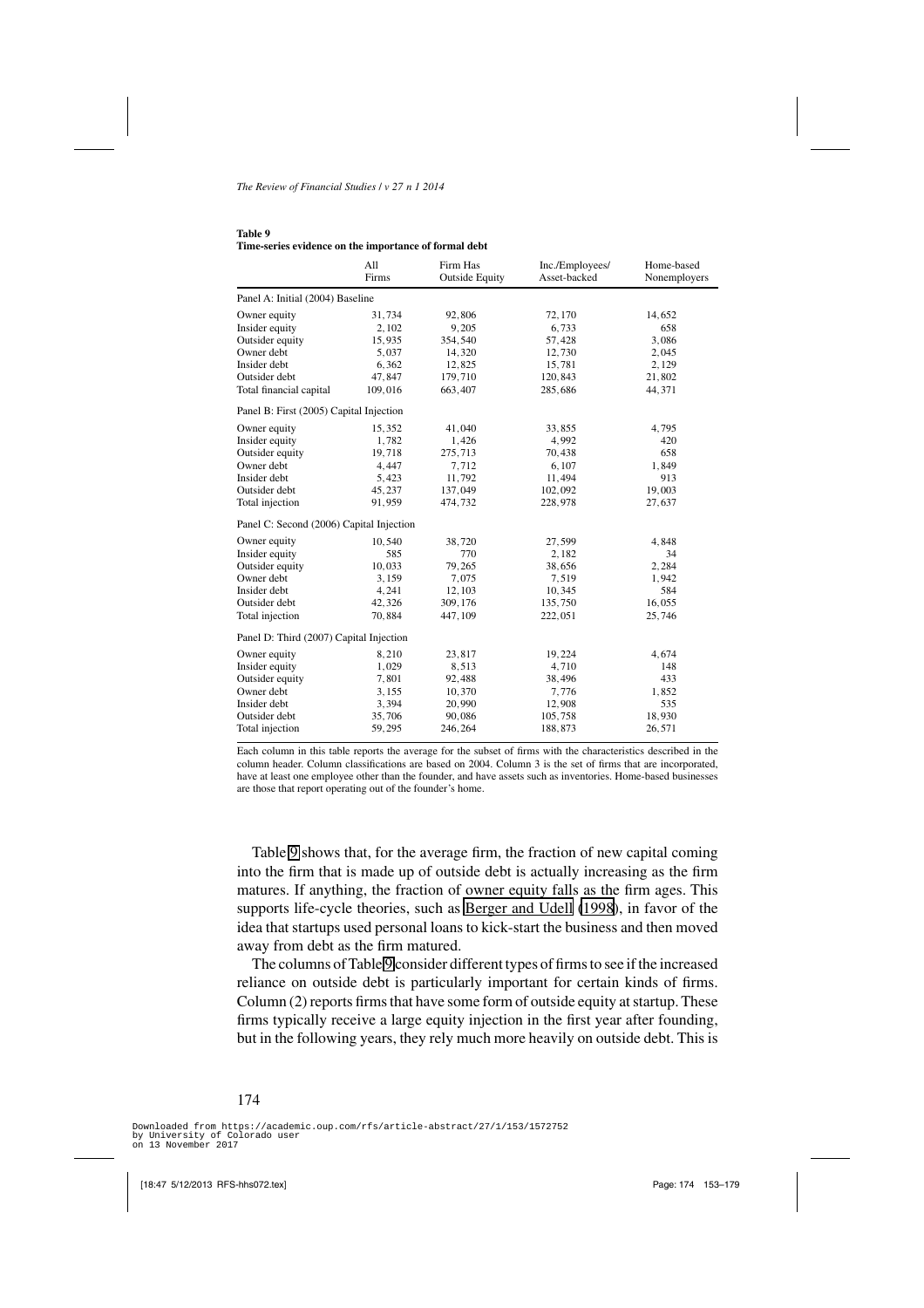**Table 9**
**Time-series evidence on the importance of formal debt**

| | All Firms | Firm Has Outside Equity | Inc./Employees/ Asset-backed | Home-based Nonemployers |
|---|---|---|---|---|
| Panel A: Initial (2004) Baseline | | | | |
| Owner equity | 31,734 | 92,806 | 72,170 | 14,652 |
| Insider equity | 2,102 | 9,205 | 6,733 | 658 |
| Outsider equity | 15,935 | 354,540 | 57,428 | 3,086 |
| Owner debt | 5,037 | 14,320 | 12,730 | 2,045 |
| Insider debt | 6,362 | 12,825 | 15,781 | 2,129 |
| Outsider debt | 47,847 | 179,710 | 120,843 | 21,802 |
| Total financial capital | 109,016 | 663,407 | 285,686 | 44,371 |
| Panel B: First (2005) Capital Injection | | | | |
| Owner equity | 15,352 | 41,040 | 33,855 | 4,795 |
| Insider equity | 1,782 | 1,426 | 4,992 | 420 |
| Outsider equity | 19,718 | 275,713 | 70,438 | 658 |
| Owner debt | 4,447 | 7,712 | 6,107 | 1,849 |
| Insider debt | 5,423 | 11,792 | 11,494 | 913 |
| Outsider debt | 45,237 | 137,049 | 102,092 | 19,003 |
| Total injection | 91,959 | 474,732 | 228,978 | 27,637 |
| Panel C: Second (2006) Capital Injection | | | | |
| Owner equity | 10,540 | 38,720 | 27,599 | 4,848 |
| Insider equity | 585 | 770 | 2,182 | 34 |
| Outsider equity | 10,033 | 79,265 | 38,656 | 2,284 |
| Owner debt | 3,159 | 7,075 | 7,519 | 1,942 |
| Insider debt | 4,241 | 12,103 | 10,345 | 584 |
| Outsider debt | 42,326 | 309,176 | 135,750 | 16,055 |
| Total injection | 70,884 | 447,109 | 222,051 | 25,746 |
| Panel D: Third (2007) Capital Injection | | | | |
| Owner equity | 8,210 | 23,817 | 19,224 | 4,674 |
| Insider equity | 1,029 | 8,513 | 4,710 | 148 |
| Outsider equity | 7,801 | 92,488 | 38,496 | 433 |
| Owner debt | 3,155 | 10,370 | 7,776 | 1,852 |
| Insider debt | 3,394 | 20,990 | 12,908 | 535 |
| Outsider debt | 35,706 | 90,086 | 105,758 | 18,930 |
| Total injection | 59,295 | 246,264 | 188,873 | 26,571 |

Each column in this table reports the average for the subset of firms with the characteristics described in the column header. Column classifications are based on 2004. Column 3 is the set of firms that are incorporated, have at least one employee other than the founder, and have assets such as inventories. Home-based businesses are those that report operating out of the founder's home.

Table 9 shows that, for the average firm, the fraction of new capital coming into the firm that is made up of outside debt is actually increasing as the firm matures. If anything, the fraction of owner equity falls as the firm ages. This supports life-cycle theories, such as Berger and Udell (1998), in favor of the idea that startups used personal loans to kick-start the business and then moved away from debt as the firm matured.

The columns of Table 9 consider different types of firms to see if the increased reliance on outside debt is particularly important for certain kinds of firms. Column (2) reports firms that have some form of outside equity at startup. These firms typically receive a large equity injection in the first year after founding, but in the following years, they rely much more heavily on outside debt. This is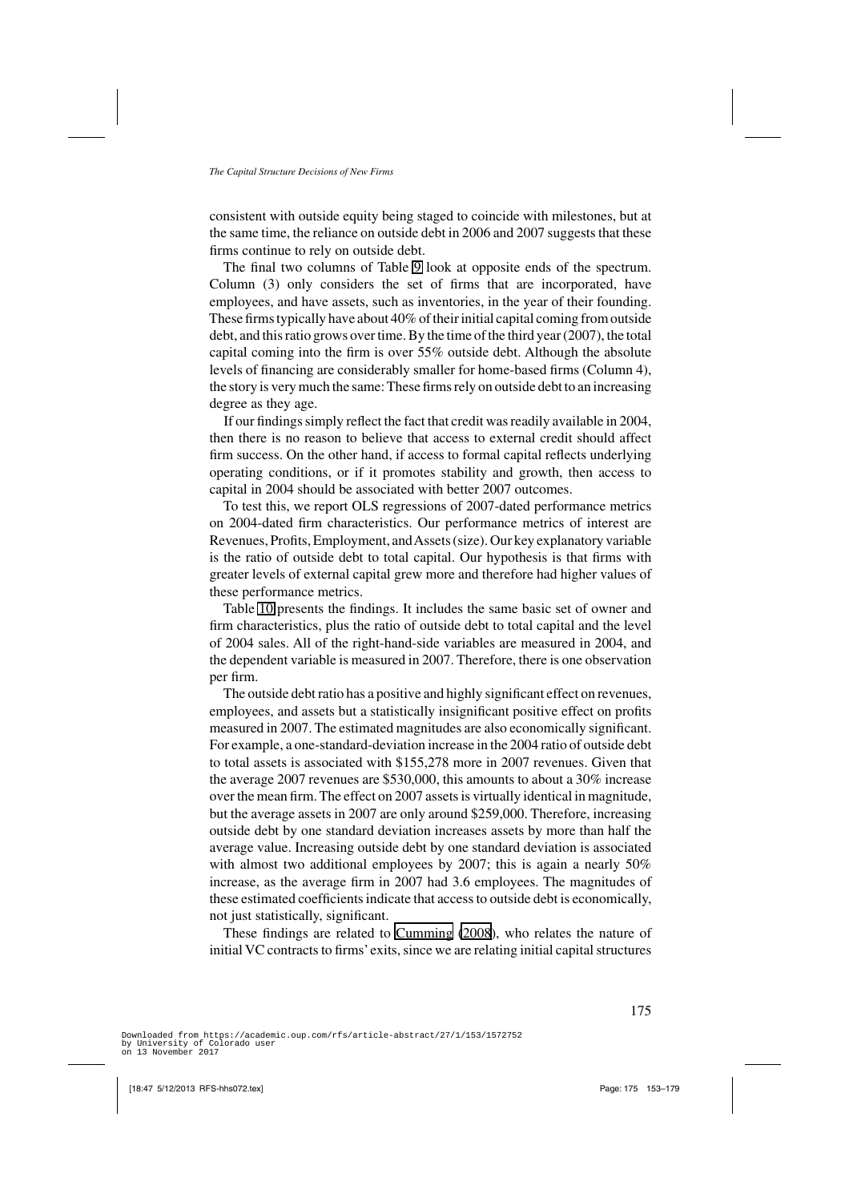consistent with outside equity being staged to coincide with milestones, but at the same time, the reliance on outside debt in 2006 and 2007 suggests that these firms continue to rely on outside debt.

The final two columns of Table 9 look at opposite ends of the spectrum. Column (3) only considers the set of firms that are incorporated, have employees, and have assets, such as inventories, in the year of their founding. These firms typically have about 40% of their initial capital coming from outside debt, and this ratio grows over time. By the time of the third year (2007), the total capital coming into the firm is over 55% outside debt. Although the absolute levels of financing are considerably smaller for home-based firms (Column 4), the story is very much the same: These firms rely on outside debt to an increasing degree as they age.

If our findings simply reflect the fact that credit was readily available in 2004, then there is no reason to believe that access to external credit should affect firm success. On the other hand, if access to formal capital reflects underlying operating conditions, or if it promotes stability and growth, then access to capital in 2004 should be associated with better 2007 outcomes.

To test this, we report OLS regressions of 2007-dated performance metrics on 2004-dated firm characteristics. Our performance metrics of interest are Revenues, Profits, Employment, and Assets (size). Our key explanatory variable is the ratio of outside debt to total capital. Our hypothesis is that firms with greater levels of external capital grew more and therefore had higher values of these performance metrics.

Table 10 presents the findings. It includes the same basic set of owner and firm characteristics, plus the ratio of outside debt to total capital and the level of 2004 sales. All of the right-hand-side variables are measured in 2004, and the dependent variable is measured in 2007. Therefore, there is one observation per firm.

The outside debt ratio has a positive and highly significant effect on revenues, employees, and assets but a statistically insignificant positive effect on profits measured in 2007. The estimated magnitudes are also economically significant. For example, a one-standard-deviation increase in the 2004 ratio of outside debt to total assets is associated with \$155,278 more in 2007 revenues. Given that the average 2007 revenues are \$530,000, this amounts to about a 30% increase over the mean firm. The effect on 2007 assets is virtually identical in magnitude, but the average assets in 2007 are only around \$259,000. Therefore, increasing outside debt by one standard deviation increases assets by more than half the average value. Increasing outside debt by one standard deviation is associated with almost two additional employees by 2007; this is again a nearly 50% increase, as the average firm in 2007 had 3.6 employees. The magnitudes of these estimated coefficients indicate that access to outside debt is economically, not just statistically, significant.

These findings are related to Cumming (2008), who relates the nature of initial VC contracts to firms' exits, since we are relating initial capital structures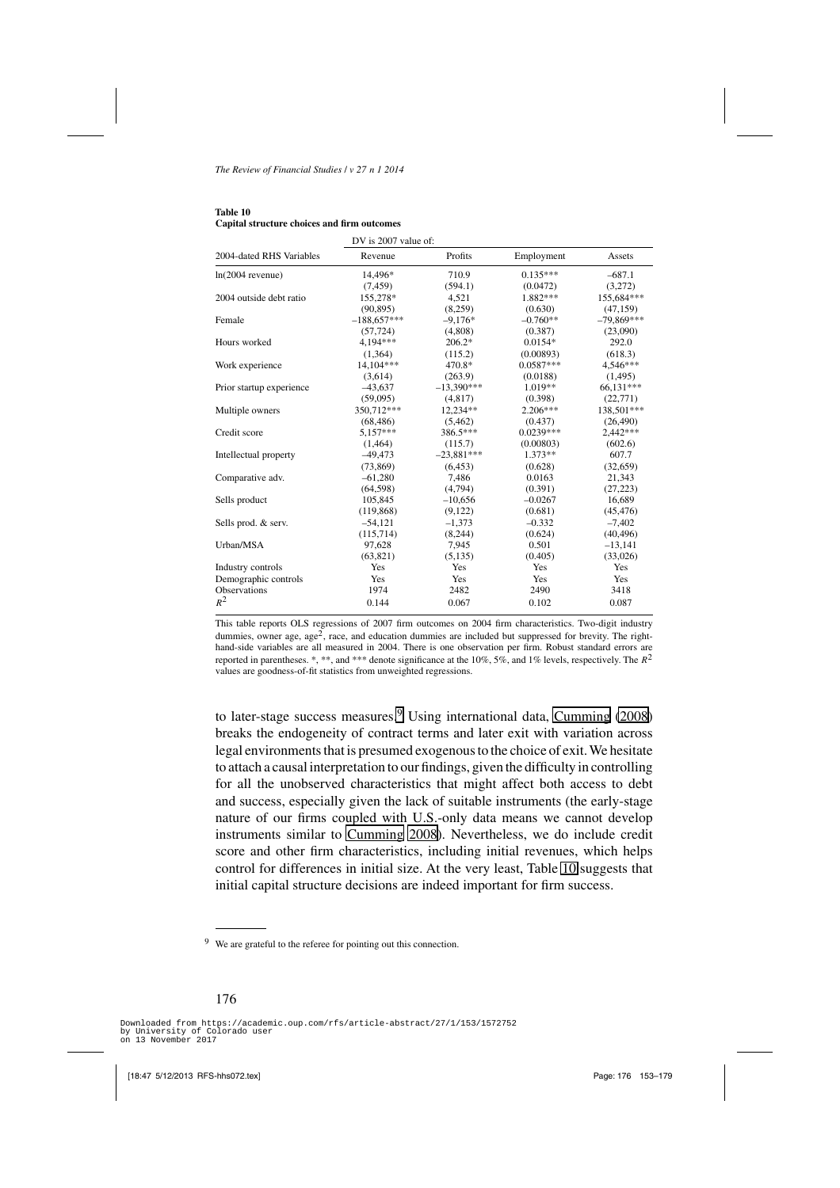**Table 10**
**Capital structure choices and firm outcomes**

| | DV is 2007 value of: | | | |
|---|---|---|---|---|
| 2004-dated RHS Variables | Revenue | Profits | Employment | Assets |
| ln(2004 revenue) | 14,496* | 710.9 | 0.135*** | −687.1 |
| | (7,459) | (594.1) | (0.0472) | (3,272) |
| 2004 outside debt ratio | 155,278* | 4,521 | 1.882*** | 155,684*** |
| | (90,895) | (8,259) | (0.630) | (47,159) |
| Female | −188,657*** | −9,176* | −0.760** | −79,869*** |
| | (57,724) | (4,808) | (0.387) | (23,090) |
| Hours worked | 4,194*** | 206.2* | 0.0154* | 292.0 |
| | (1,364) | (115.2) | (0.00893) | (618.3) |
| Work experience | 14,104*** | 470.8* | 0.0587*** | 4,546*** |
| | (3,614) | (263.9) | (0.0188) | (1,495) |
| Prior startup experience | −43,637 | −13,390*** | 1.019** | 66,131*** |
| | (59,095) | (4,817) | (0.398) | (22,771) |
| Multiple owners | 350,712*** | 12,234** | 2.206*** | 138,501*** |
| | (68,486) | (5,462) | (0.437) | (26,490) |
| Credit score | 5,157*** | 386.5*** | 0.0239*** | 2,442*** |
| | (1,464) | (115.7) | (0.00803) | (602.6) |
| Intellectual property | −49,473 | −23,881*** | 1.373** | 607.7 |
| | (73,869) | (6,453) | (0.628) | (32,659) |
| Comparative adv. | −61,280 | 7,486 | 0.0163 | 21,343 |
| | (64,598) | (4,794) | (0.391) | (27,223) |
| Sells product | 105,845 | −10,656 | −0.0267 | 16,689 |
| | (119,868) | (9,122) | (0.681) | (45,476) |
| Sells prod. & serv. | −54,121 | −1,373 | −0.332 | −7,402 |
| | (115,714) | (8,244) | (0.624) | (40,496) |
| Urban/MSA | 97,628 | 7,945 | 0.501 | −13,141 |
| | (63,821) | (5,135) | (0.405) | (33,026) |
| Industry controls | Yes | Yes | Yes | Yes |
| Demographic controls | Yes | Yes | Yes | Yes |
| Observations | 1974 | 2482 | 2490 | 3418 |
| $R^2$ | 0.144 | 0.067 | 0.102 | 0.087 |

This table reports OLS regressions of 2007 firm outcomes on 2004 firm characteristics. Two-digit industry dummies, owner age, age$^2$, race, and education dummies are included but suppressed for brevity. The right-hand-side variables are all measured in 2004. There is one observation per firm. Robust standard errors are reported in parentheses. *, **, and *** denote significance at the 10%, 5%, and 1% levels, respectively. The $R^2$ values are goodness-of-fit statistics from unweighted regressions.

to later-stage success measures.[9] Using international data, Cumming (2008) breaks the endogeneity of contract terms and later exit with variation across legal environments that is presumed exogenous to the choice of exit. We hesitate to attach a causal interpretation to our findings, given the difficulty in controlling for all the unobserved characteristics that might affect both access to debt and success, especially given the lack of suitable instruments (the early-stage nature of our firms coupled with U.S.-only data means we cannot develop instruments similar to Cumming 2008). Nevertheless, we do include credit score and other firm characteristics, including initial revenues, which helps control for differences in initial size. At the very least, Table 10 suggests that initial capital structure decisions are indeed important for firm success.

[9] We are grateful to the referee for pointing out this connection.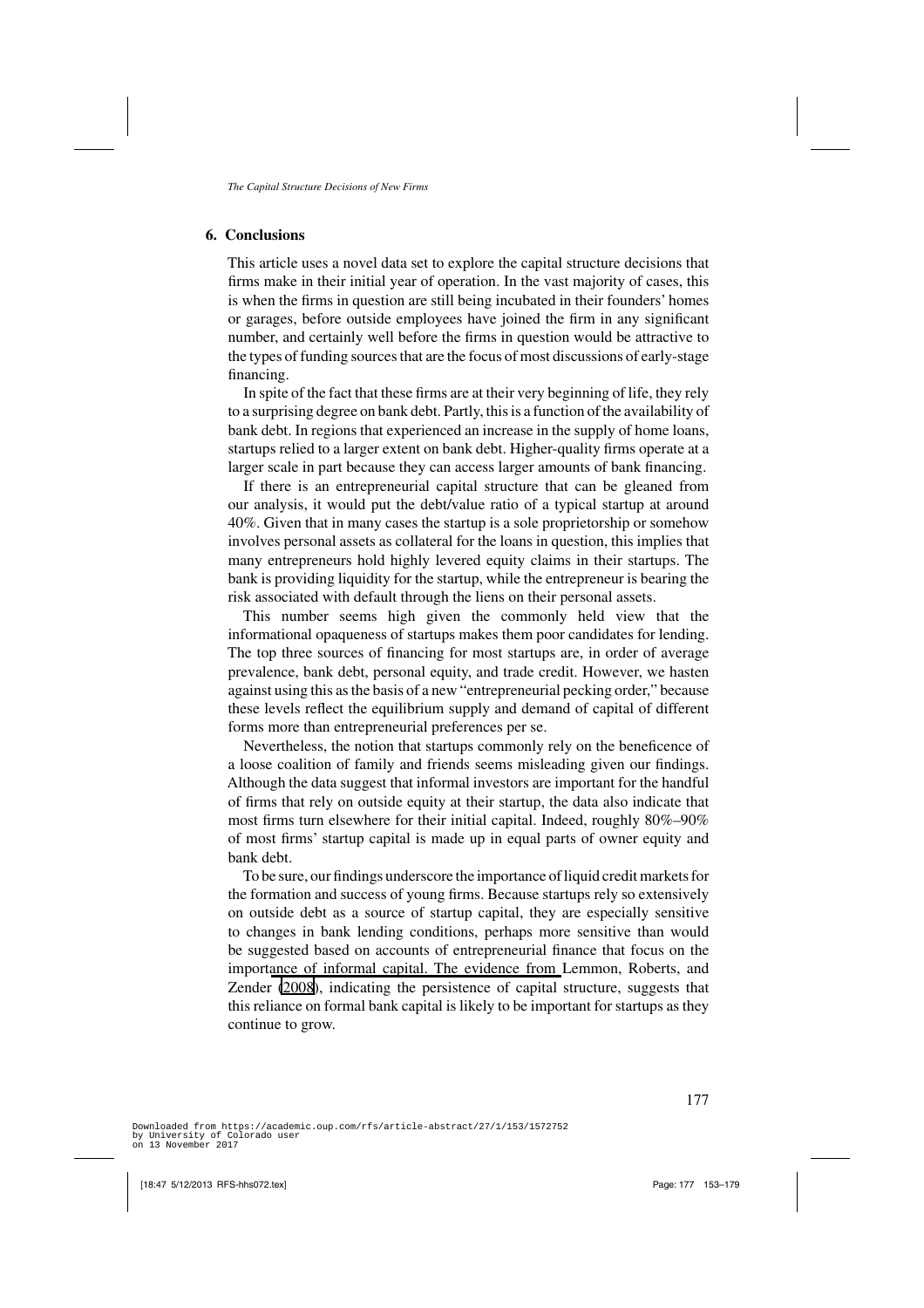## 6. Conclusions

This article uses a novel data set to explore the capital structure decisions that firms make in their initial year of operation. In the vast majority of cases, this is when the firms in question are still being incubated in their founders' homes or garages, before outside employees have joined the firm in any significant number, and certainly well before the firms in question would be attractive to the types of funding sources that are the focus of most discussions of early-stage financing.

In spite of the fact that these firms are at their very beginning of life, they rely to a surprising degree on bank debt. Partly, this is a function of the availability of bank debt. In regions that experienced an increase in the supply of home loans, startups relied to a larger extent on bank debt. Higher-quality firms operate at a larger scale in part because they can access larger amounts of bank financing.

If there is an entrepreneurial capital structure that can be gleaned from our analysis, it would put the debt/value ratio of a typical startup at around 40%. Given that in many cases the startup is a sole proprietorship or somehow involves personal assets as collateral for the loans in question, this implies that many entrepreneurs hold highly levered equity claims in their startups. The bank is providing liquidity for the startup, while the entrepreneur is bearing the risk associated with default through the liens on their personal assets.

This number seems high given the commonly held view that the informational opaqueness of startups makes them poor candidates for lending. The top three sources of financing for most startups are, in order of average prevalence, bank debt, personal equity, and trade credit. However, we hasten against using this as the basis of a new "entrepreneurial pecking order," because these levels reflect the equilibrium supply and demand of capital of different forms more than entrepreneurial preferences per se.

Nevertheless, the notion that startups commonly rely on the beneficence of a loose coalition of family and friends seems misleading given our findings. Although the data suggest that informal investors are important for the handful of firms that rely on outside equity at their startup, the data also indicate that most firms turn elsewhere for their initial capital. Indeed, roughly 80%–90% of most firms' startup capital is made up in equal parts of owner equity and bank debt.

To be sure, our findings underscore the importance of liquid credit markets for the formation and success of young firms. Because startups rely so extensively on outside debt as a source of startup capital, they are especially sensitive to changes in bank lending conditions, perhaps more sensitive than would be suggested based on accounts of entrepreneurial finance that focus on the importance of informal capital. The evidence from Lemmon, Roberts, and Zender (2008), indicating the persistence of capital structure, suggests that this reliance on formal bank capital is likely to be important for startups as they continue to grow.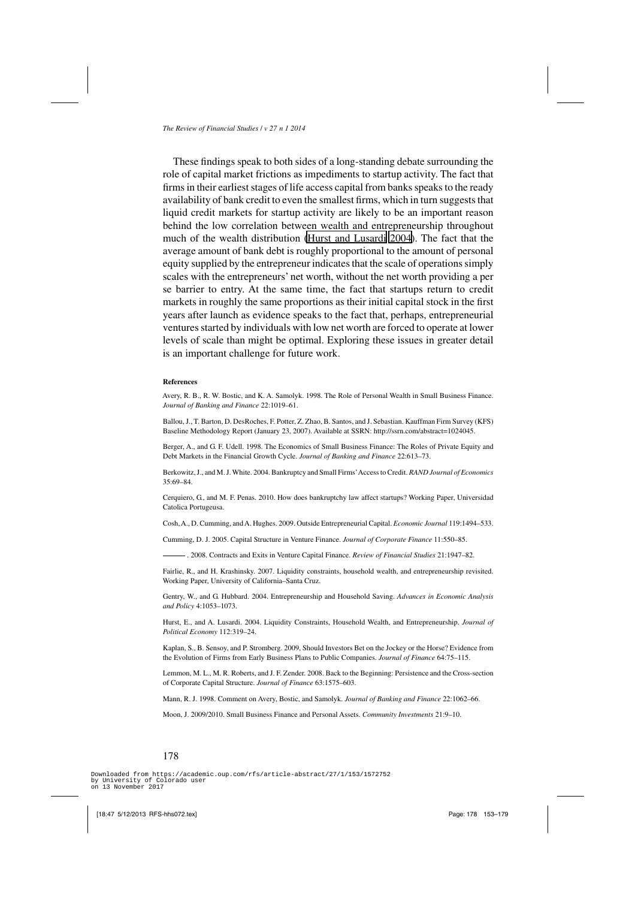These findings speak to both sides of a long-standing debate surrounding the role of capital market frictions as impediments to startup activity. The fact that firms in their earliest stages of life access capital from banks speaks to the ready availability of bank credit to even the smallest firms, which in turn suggests that liquid credit markets for startup activity are likely to be an important reason behind the low correlation between wealth and entrepreneurship throughout much of the wealth distribution (Hurst and Lusardi 2004). The fact that the average amount of bank debt is roughly proportional to the amount of personal equity supplied by the entrepreneur indicates that the scale of operations simply scales with the entrepreneurs' net worth, without the net worth providing a per se barrier to entry. At the same time, the fact that startups return to credit markets in roughly the same proportions as their initial capital stock in the first years after launch as evidence speaks to the fact that, perhaps, entrepreneurial ventures started by individuals with low net worth are forced to operate at lower levels of scale than might be optimal. Exploring these issues in greater detail is an important challenge for future work.

#### References

Avery, R. B., R. W. Bostic, and K. A. Samolyk. 1998. The Role of Personal Wealth in Small Business Finance. *Journal of Banking and Finance* 22:1019–61.

Ballou, J., T. Barton, D. DesRoches, F. Potter, Z. Zhao, B. Santos, and J. Sebastian. Kauffman Firm Survey (KFS) Baseline Methodology Report (January 23, 2007). Available at SSRN: http://ssrn.com/abstract=1024045.

Berger, A., and G. F. Udell. 1998. The Economics of Small Business Finance: The Roles of Private Equity and Debt Markets in the Financial Growth Cycle. *Journal of Banking and Finance* 22:613–73.

Berkowitz, J., and M. J. White. 2004. Bankruptcy and Small Firms' Access to Credit. *RAND Journal of Economics* 35:69–84.

Cerquiero, G., and M. F. Penas. 2010. How does bankruptchy law affect startups? Working Paper, Universidad Catolica Portugeusa.

Cosh, A., D. Cumming, and A. Hughes. 2009. Outside Entrepreneurial Capital. *Economic Journal* 119:1494–533.

Cumming, D. J. 2005. Capital Structure in Venture Finance. *Journal of Corporate Finance* 11:550–85.

———. 2008. Contracts and Exits in Venture Capital Finance. *Review of Financial Studies* 21:1947–82.

Fairlie, R., and H. Krashinsky. 2007. Liquidity constraints, household wealth, and entrepreneurship revisited. Working Paper, University of California–Santa Cruz.

Gentry, W., and G. Hubbard. 2004. Entrepreneurship and Household Saving. *Advances in Economic Analysis and Policy* 4:1053–1073.

Hurst, E., and A. Lusardi. 2004. Liquidity Constraints, Household Wealth, and Entrepreneurship. *Journal of Political Economy* 112:319–24.

Kaplan, S., B. Sensoy, and P. Stromberg. 2009, Should Investors Bet on the Jockey or the Horse? Evidence from the Evolution of Firms from Early Business Plans to Public Companies. *Journal of Finance* 64:75–115.

Lemmon, M. L., M. R. Roberts, and J. F. Zender. 2008. Back to the Beginning: Persistence and the Cross-section of Corporate Capital Structure. *Journal of Finance* 63:1575–603.

Mann, R. J. 1998. Comment on Avery, Bostic, and Samolyk. *Journal of Banking and Finance* 22:1062–66.

Moon, J. 2009/2010. Small Business Finance and Personal Assets. *Community Investments* 21:9–10.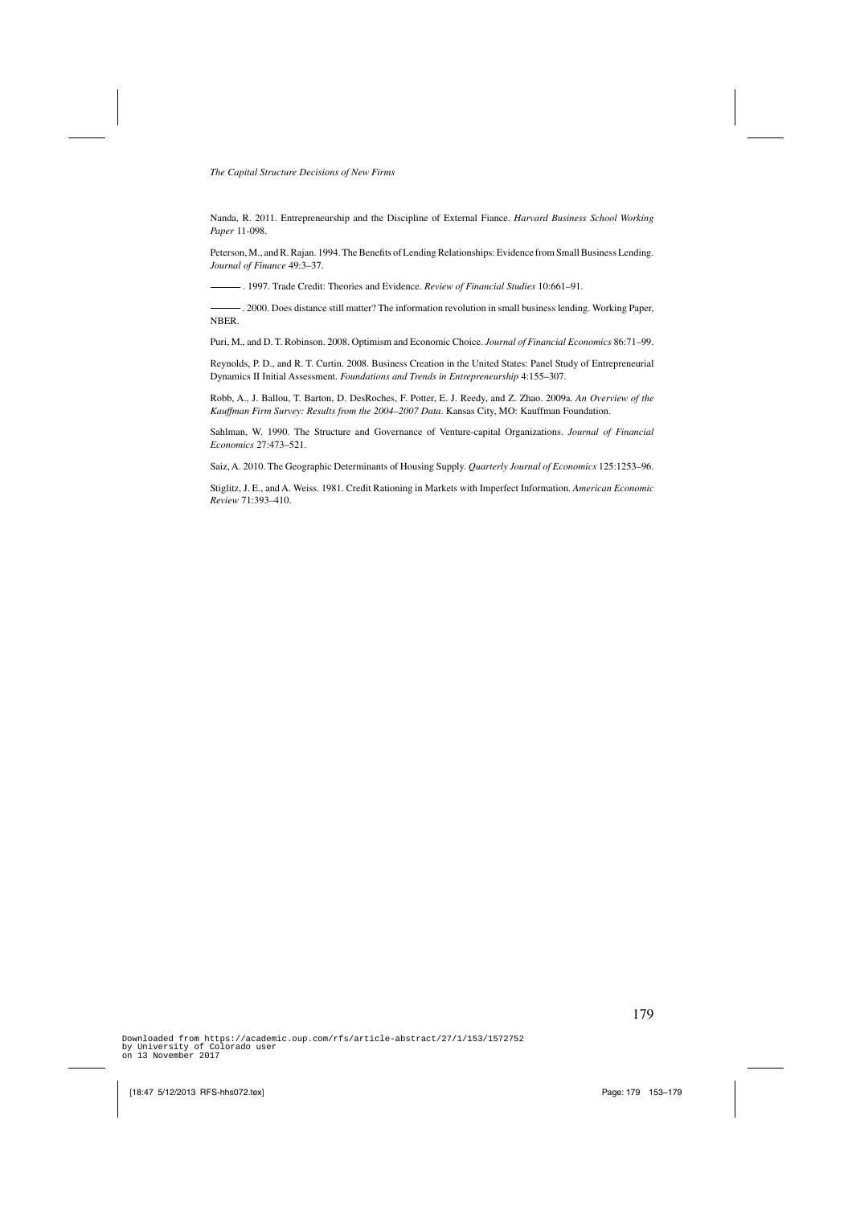Nanda, R. 2011. Entrepreneurship and the Discipline of External Fiance. *Harvard Business School Working Paper* 11-098.

Peterson, M., and R. Rajan. 1994. The Benefits of Lending Relationships: Evidence from Small Business Lending. *Journal of Finance* 49:3–37.

———. 1997. Trade Credit: Theories and Evidence. *Review of Financial Studies* 10:661–91.

———. 2000. Does distance still matter? The information revolution in small business lending. Working Paper, NBER.

Puri, M., and D. T. Robinson. 2008. Optimism and Economic Choice. *Journal of Financial Economics* 86:71–99.

Reynolds, P. D., and R. T. Curtin. 2008. Business Creation in the United States: Panel Study of Entrepreneurial Dynamics II Initial Assessment. *Foundations and Trends in Entrepreneurship* 4:155–307.

Robb, A., J. Ballou, T. Barton, D. DesRoches, F. Potter, E. J. Reedy, and Z. Zhao. 2009a. *An Overview of the Kauffman Firm Survey: Results from the 2004–2007 Data*. Kansas City, MO: Kauffman Foundation.

Sahlman, W. 1990. The Structure and Governance of Venture-capital Organizations. *Journal of Financial Economics* 27:473–521.

Saiz, A. 2010. The Geographic Determinants of Housing Supply. *Quarterly Journal of Economics* 125:1253–96.

Stiglitz, J. E., and A. Weiss. 1981. Credit Rationing in Markets with Imperfect Information. *American Economic Review* 71:393–410.